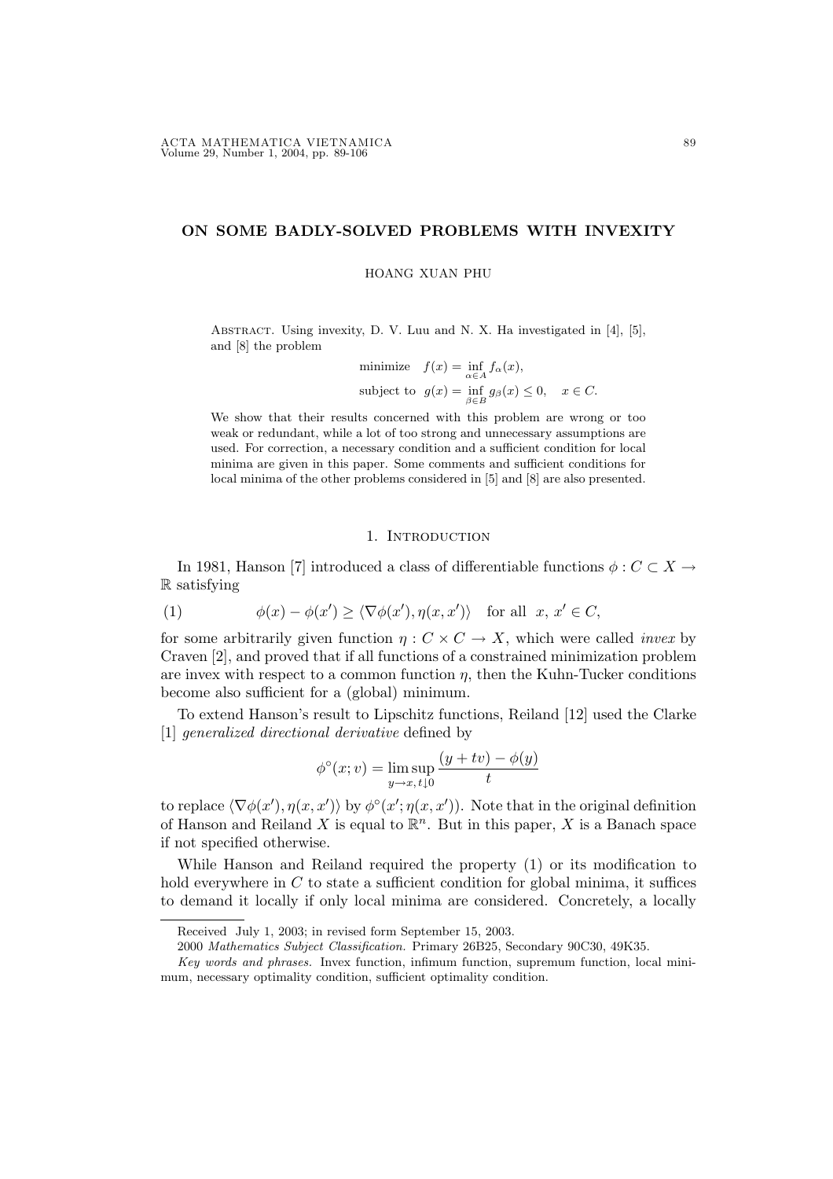# ON SOME BADLY-SOLVED PROBLEMS WITH INVEXITY

HOANG XUAN PHU

Abstract. Using invexity, D. V. Luu and N. X. Ha investigated in [4], [5], and [8] the problem

$$\text{minimize} \quad f(x) = \inf_{\alpha \in A} f_\alpha(x),$$

$$\text{subject to} \quad g(x) = \inf_{\beta \in B} g_\beta(x) \leq 0, \quad x \in C.$$

We show that their results concerned with this problem are wrong or too weak or redundant, while a lot of too strong and unnecessary assumptions are used. For correction, a necessary condition and a sufficient condition for local minima are given in this paper. Some comments and sufficient conditions for local minima of the other problems considered in [5] and [8] are also presented.

## 1. Introduction

In 1981, Hanson [7] introduced a class of differentiable functions $\phi : C \subset X \to \mathbb{R}$ satisfying

$$\phi(x) - \phi(x') \geq \langle \nabla\phi(x'), \eta(x, x') \rangle \quad \text{for all} \ \ x, \, x' \in C, \tag{1}$$

for some arbitrarily given function $\eta : C \times C \to X$, which were called *invex* by Craven [2], and proved that if all functions of a constrained minimization problem are invex with respect to a common function $\eta$, then the Kuhn-Tucker conditions become also sufficient for a (global) minimum.

To extend Hanson's result to Lipschitz functions, Reiland [12] used the Clarke [1] *generalized directional derivative* defined by

$$\phi^\circ(x; v) = \limsup_{y \to x, \, t \downarrow 0} \frac{(y + tv) - \phi(y)}{t}$$

to replace $\langle \nabla\phi(x'), \eta(x, x') \rangle$ by $\phi^\circ(x'; \eta(x, x'))$. Note that in the original definition of Hanson and Reiland $X$ is equal to $\mathbb{R}^n$. But in this paper, $X$ is a Banach space if not specified otherwise.

While Hanson and Reiland required the property (1) or its modification to hold everywhere in $C$ to state a sufficient condition for global minima, it suffices to demand it locally if only local minima are considered. Concretely, a locally

---

Received July 1, 2003; in revised form September 15, 2003.

2000 *Mathematics Subject Classification.* Primary 26B25, Secondary 90C30, 49K35.

*Key words and phrases.* Invex function, infimum function, supremum function, local minimum, necessary optimality condition, sufficient optimality condition.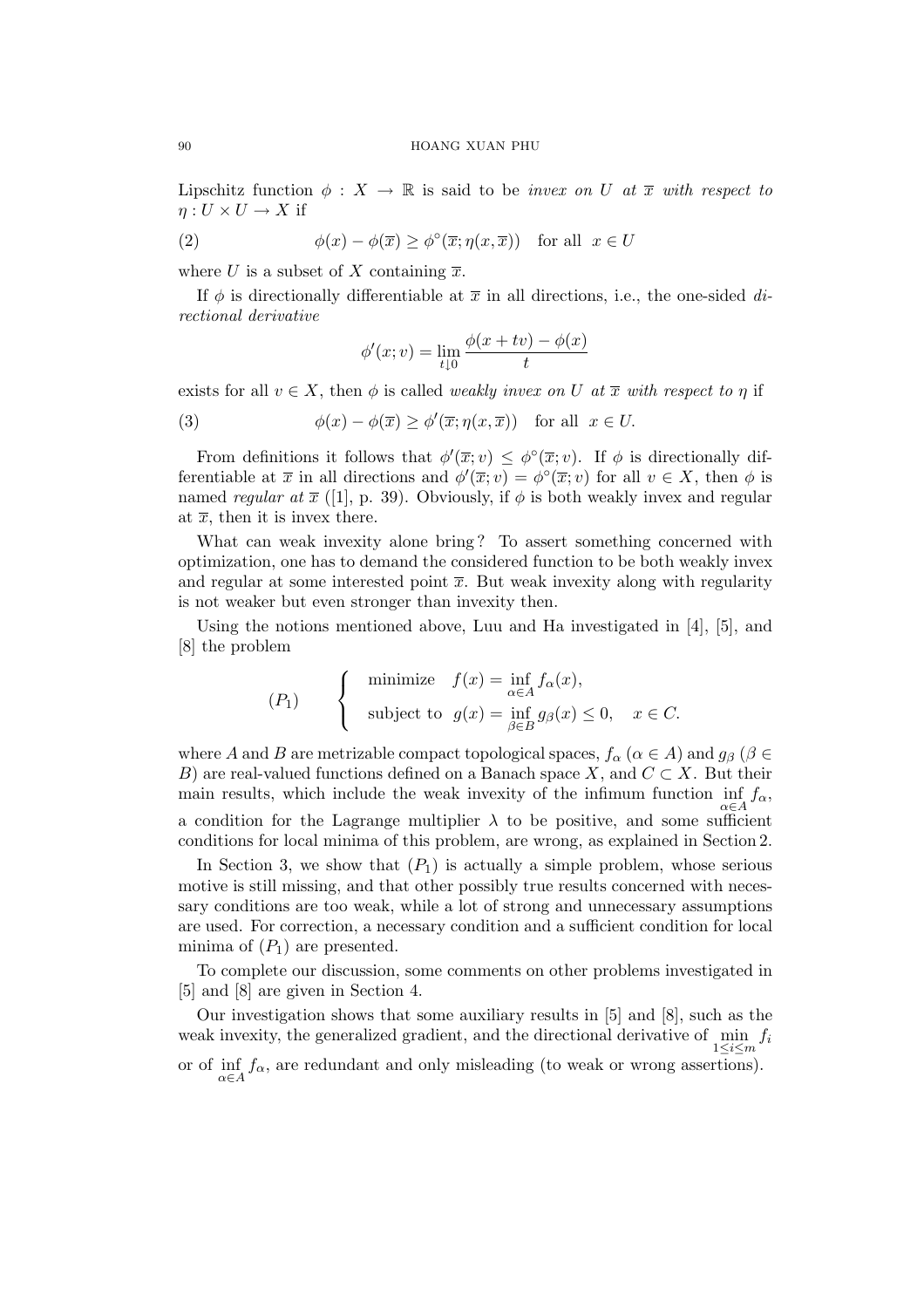Lipschitz function $\phi : X \to \mathbb{R}$ is said to be *invex on* $U$ *at* $\overline{x}$ *with respect to* $\eta : U \times U \to X$ if

$$\phi(x) - \phi(\overline{x}) \geq \phi^\circ(\overline{x}; \eta(x, \overline{x})) \quad \text{for all } x \in U \tag{2}$$

where $U$ is a subset of $X$ containing $\overline{x}$.

If $\phi$ is directionally differentiable at $\overline{x}$ in all directions, i.e., the one-sided *directional derivative*

$$\phi'(x; v) = \lim_{t \downarrow 0} \frac{\phi(x + tv) - \phi(x)}{t}$$

exists for all $v \in X$, then $\phi$ is called *weakly invex on* $U$ *at* $\overline{x}$ *with respect to* $\eta$ if

$$\phi(x) - \phi(\overline{x}) \geq \phi'(\overline{x}; \eta(x, \overline{x})) \quad \text{for all } x \in U. \tag{3}$$

From definitions it follows that $\phi'(\overline{x}; v) \leq \phi^\circ(\overline{x}; v)$. If $\phi$ is directionally differentiable at $\overline{x}$ in all directions and $\phi'(\overline{x}; v) = \phi^\circ(\overline{x}; v)$ for all $v \in X$, then $\phi$ is named *regular at* $\overline{x}$ ([1], p. 39). Obviously, if $\phi$ is both weakly invex and regular at $\overline{x}$, then it is invex there.

What can weak invexity alone bring? To assert something concerned with optimization, one has to demand the considered function to be both weakly invex and regular at some interested point $\overline{x}$. But weak invexity along with regularity is not weaker but even stronger than invexity then.

Using the notions mentioned above, Luu and Ha investigated in [4], [5], and [8] the problem

$$(P_1) \qquad \begin{cases} \text{minimize} \quad f(x) = \inf\limits_{\alpha \in A} f_\alpha(x), \\ \text{subject to} \ \ g(x) = \inf\limits_{\beta \in B} g_\beta(x) \leq 0, \quad x \in C. \end{cases}$$

where $A$ and $B$ are metrizable compact topological spaces, $f_\alpha$ ($\alpha \in A$) and $g_\beta$ ($\beta \in B$) are real-valued functions defined on a Banach space $X$, and $C \subset X$. But their main results, which include the weak invexity of the infimum function $\inf\limits_{\alpha \in A} f_\alpha$, a condition for the Lagrange multiplier $\lambda$ to be positive, and some sufficient conditions for local minima of this problem, are wrong, as explained in Section 2.

In Section 3, we show that $(P_1)$ is actually a simple problem, whose serious motive is still missing, and that other possibly true results concerned with necessary conditions are too weak, while a lot of strong and unnecessary assumptions are used. For correction, a necessary condition and a sufficient condition for local minima of $(P_1)$ are presented.

To complete our discussion, some comments on other problems investigated in [5] and [8] are given in Section 4.

Our investigation shows that some auxiliary results in [5] and [8], such as the weak invexity, the generalized gradient, and the directional derivative of $\min\limits_{1 \leq i \leq m} f_i$ or of $\inf\limits_{\alpha \in A} f_\alpha$, are redundant and only misleading (to weak or wrong assertions).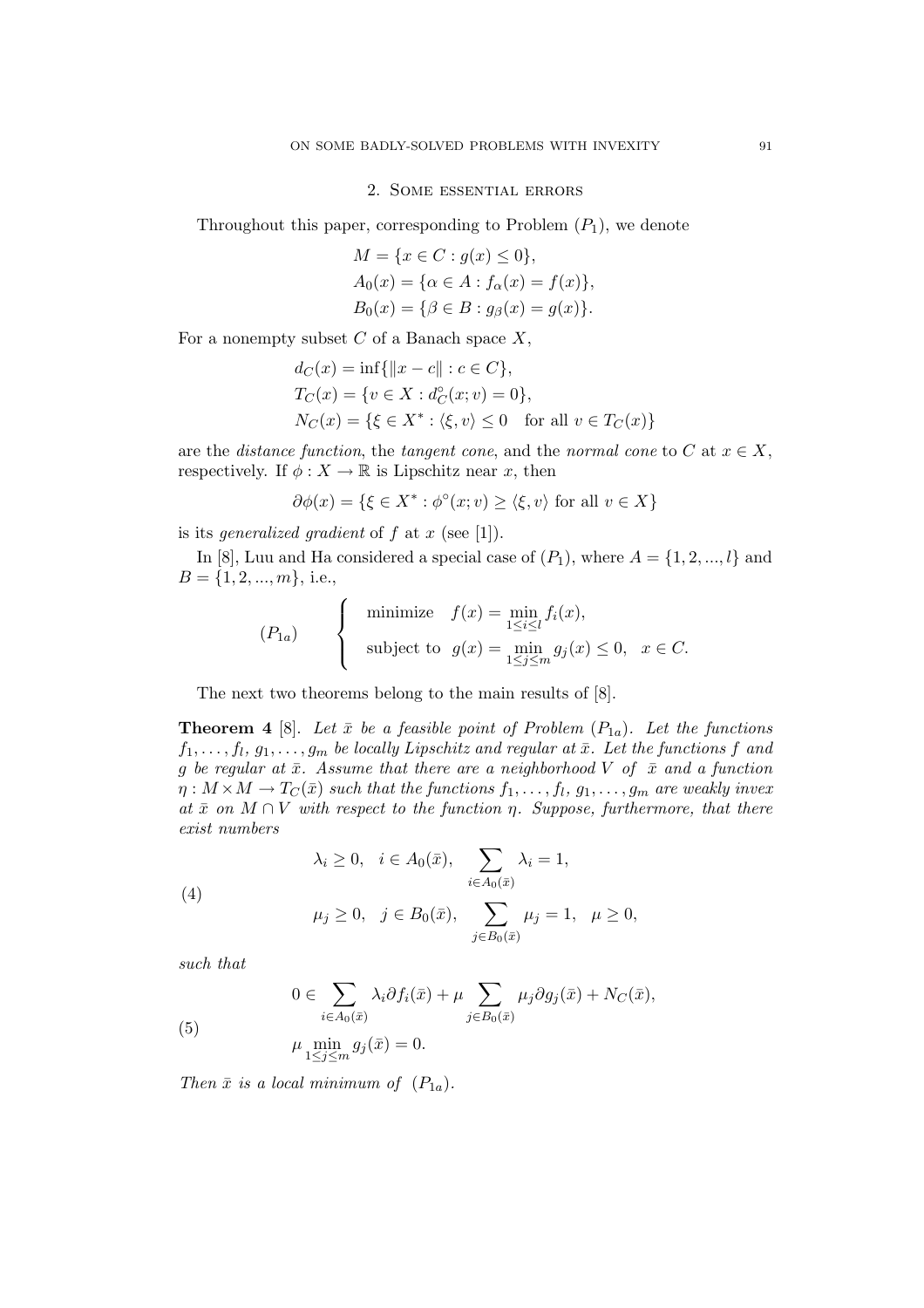## 2. Some essential errors

Throughout this paper, corresponding to Problem $(P_1)$, we denote

$$
\begin{aligned}
M &= \{x \in C : g(x) \leq 0\},\\
A_0(x) &= \{\alpha \in A : f_\alpha(x) = f(x)\},\\
B_0(x) &= \{\beta \in B : g_\beta(x) = g(x)\}.
\end{aligned}
$$

For a nonempty subset $C$ of a Banach space $X$,

$$
\begin{aligned}
d_C(x) &= \inf\{\|x - c\| : c \in C\},\\
T_C(x) &= \{v \in X : d_C^\circ(x; v) = 0\},\\
N_C(x) &= \{\xi \in X^* : \langle \xi, v\rangle \leq 0 \quad \text{for all } v \in T_C(x)\}
\end{aligned}
$$

are the *distance function*, the *tangent cone*, and the *normal cone* to $C$ at $x \in X$, respectively. If $\phi : X \to \mathbb{R}$ is Lipschitz near $x$, then

$$
\partial\phi(x) = \{\xi \in X^* : \phi^\circ(x; v) \geq \langle \xi, v\rangle \text{ for all } v \in X\}
$$

is its *generalized gradient* of $f$ at $x$ (see [1]).

In [8], Luu and Ha considered a special case of $(P_1)$, where $A = \{1, 2, ..., l\}$ and $B = \{1, 2, ..., m\}$, i.e.,

$$
(P_{1a}) \qquad \begin{cases} \text{minimize} \quad f(x) = \min\limits_{1\leq i\leq l} f_i(x),\\ \text{subject to} \ \ g(x) = \min\limits_{1\leq j\leq m} g_j(x) \leq 0, \quad x \in C. \end{cases}
$$

The next two theorems belong to the main results of [8].

**Theorem 4** [8]. *Let $\bar{x}$ be a feasible point of Problem $(P_{1a})$. Let the functions $f_1, \dots, f_l$, $g_1, \dots, g_m$ be locally Lipschitz and regular at $\bar{x}$. Let the functions $f$ and $g$ be regular at $\bar{x}$. Assume that there are a neighborhood $V$ of $\bar{x}$ and a function $\eta : M \times M \to T_C(\bar{x})$ such that the functions $f_1, \dots, f_l$, $g_1, \dots, g_m$ are weakly invex at $\bar{x}$ on $M \cap V$ with respect to the function $\eta$. Suppose, furthermore, that there exist numbers*

$$
(4) \qquad
\begin{aligned}
&\lambda_i \geq 0, \quad i \in A_0(\bar{x}), \quad \sum_{i\in A_0(\bar{x})} \lambda_i = 1,\\
&\mu_j \geq 0, \quad j \in B_0(\bar{x}), \quad \sum_{j\in B_0(\bar{x})} \mu_j = 1, \quad \mu \geq 0,
\end{aligned}
$$

*such that*

$$
(5) \qquad
\begin{aligned}
&0 \in \sum_{i\in A_0(\bar{x})} \lambda_i \partial f_i(\bar{x}) + \mu \sum_{j\in B_0(\bar{x})} \mu_j \partial g_j(\bar{x}) + N_C(\bar{x}),\\
&\mu \min_{1\leq j\leq m} g_j(\bar{x}) = 0.
\end{aligned}
$$

*Then $\bar{x}$ is a local minimum of $(P_{1a})$.*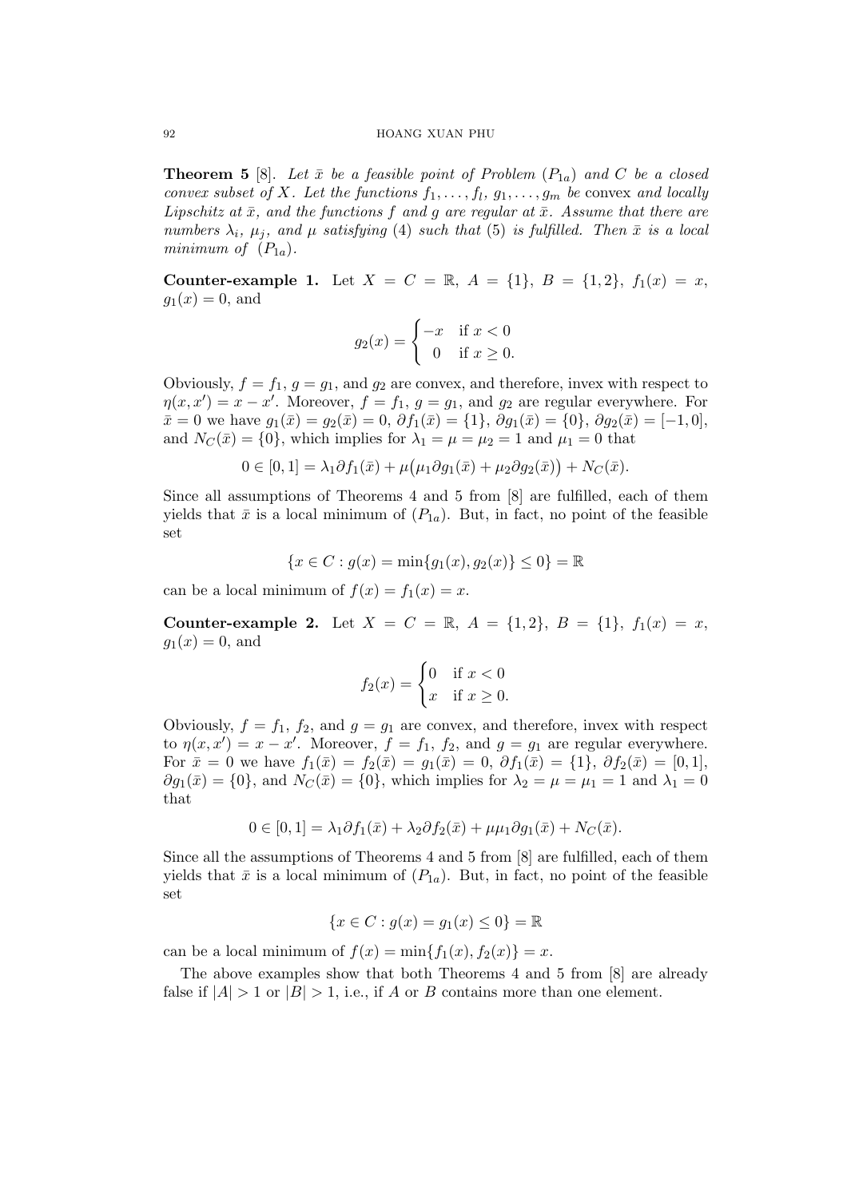**Theorem 5** [8]. *Let $\bar{x}$ be a feasible point of Problem $(P_{1a})$ and $C$ be a closed convex subset of $X$. Let the functions $f_1, \dots, f_l$, $g_1, \dots, g_m$ be* convex *and locally Lipschitz at $\bar{x}$, and the functions $f$ and $g$ are regular at $\bar{x}$. Assume that there are numbers $\lambda_i$, $\mu_j$, and $\mu$ satisfying (4) such that (5) is fulfilled. Then $\bar{x}$ is a local minimum of $(P_{1a})$.*

**Counter-example 1.** Let $X = C = \mathbb{R}$, $A = \{1\}$, $B = \{1,2\}$, $f_1(x) = x$, $g_1(x) = 0$, and

$$g_2(x) = \begin{cases} -x & \text{if } x < 0 \\ \;\;0 & \text{if } x \geq 0. \end{cases}$$

Obviously, $f = f_1$, $g = g_1$, and $g_2$ are convex, and therefore, invex with respect to $\eta(x, x') = x - x'$. Moreover, $f = f_1$, $g = g_1$, and $g_2$ are regular everywhere. For $\bar{x} = 0$ we have $g_1(\bar{x}) = g_2(\bar{x}) = 0$, $\partial f_1(\bar{x}) = \{1\}$, $\partial g_1(\bar{x}) = \{0\}$, $\partial g_2(\bar{x}) = [-1, 0]$, and $N_C(\bar{x}) = \{0\}$, which implies for $\lambda_1 = \mu = \mu_2 = 1$ and $\mu_1 = 0$ that

$$0 \in [0,1] = \lambda_1 \partial f_1(\bar{x}) + \mu\big(\mu_1 \partial g_1(\bar{x}) + \mu_2 \partial g_2(\bar{x})\big) + N_C(\bar{x}).$$

Since all assumptions of Theorems 4 and 5 from [8] are fulfilled, each of them yields that $\bar{x}$ is a local minimum of $(P_{1a})$. But, in fact, no point of the feasible set

$$\{x \in C : g(x) = \min\{g_1(x), g_2(x)\} \leq 0\} = \mathbb{R}$$

can be a local minimum of $f(x) = f_1(x) = x$.

**Counter-example 2.** Let $X = C = \mathbb{R}$, $A = \{1,2\}$, $B = \{1\}$, $f_1(x) = x$, $g_1(x) = 0$, and

$$f_2(x) = \begin{cases} 0 & \text{if } x < 0 \\ x & \text{if } x \geq 0. \end{cases}$$

Obviously, $f = f_1$, $f_2$, and $g = g_1$ are convex, and therefore, invex with respect to $\eta(x, x') = x - x'$. Moreover, $f = f_1$, $f_2$, and $g = g_1$ are regular everywhere. For $\bar{x} = 0$ we have $f_1(\bar{x}) = f_2(\bar{x}) = g_1(\bar{x}) = 0$, $\partial f_1(\bar{x}) = \{1\}$, $\partial f_2(\bar{x}) = [0,1]$, $\partial g_1(\bar{x}) = \{0\}$, and $N_C(\bar{x}) = \{0\}$, which implies for $\lambda_2 = \mu = \mu_1 = 1$ and $\lambda_1 = 0$ that

$$0 \in [0,1] = \lambda_1 \partial f_1(\bar{x}) + \lambda_2 \partial f_2(\bar{x}) + \mu\mu_1 \partial g_1(\bar{x}) + N_C(\bar{x}).$$

Since all the assumptions of Theorems 4 and 5 from [8] are fulfilled, each of them yields that $\bar{x}$ is a local minimum of $(P_{1a})$. But, in fact, no point of the feasible set

$$\{x \in C : g(x) = g_1(x) \leq 0\} = \mathbb{R}$$

can be a local minimum of $f(x) = \min\{f_1(x), f_2(x)\} = x$.

The above examples show that both Theorems 4 and 5 from [8] are already false if $|A| > 1$ or $|B| > 1$, i.e., if $A$ or $B$ contains more than one element.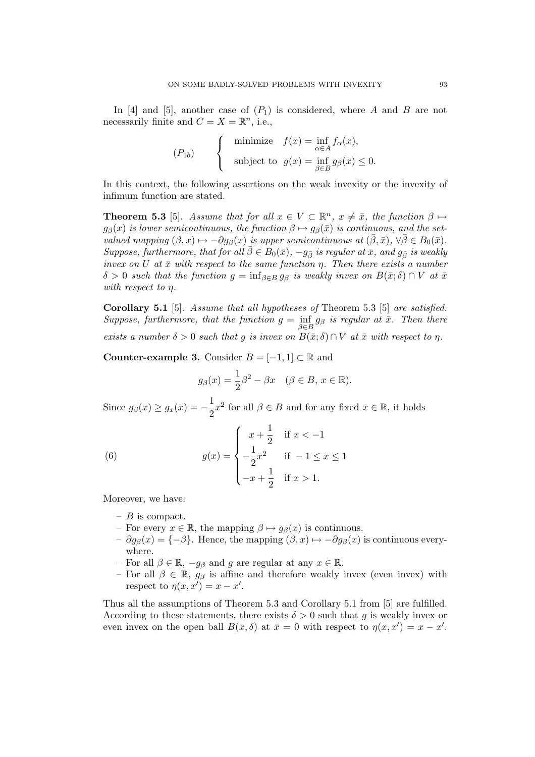In [4] and [5], another case of $(P_1)$ is considered, where $A$ and $B$ are not necessarily finite and $C = X = \mathbb{R}^n$, i.e.,

$$
(P_{1b}) \qquad \left\{ \begin{array}{ll} \text{minimize} & f(x) = \inf\limits_{\alpha \in A} f_\alpha(x), \\ \text{subject to} & g(x) = \inf\limits_{\beta \in B} g_\beta(x) \leq 0. \end{array} \right.
$$

In this context, the following assertions on the weak invexity or the invexity of infimum function are stated.

**Theorem 5.3** [5]. *Assume that for all $x \in V \subset \mathbb{R}^n$, $x \neq \bar{x}$, the function $\beta \mapsto g_\beta(x)$ is lower semicontinuous, the function $\beta \mapsto g_\beta(\bar{x})$ is continuous, and the set-valued mapping $(\beta, x) \mapsto -\partial g_\beta(x)$ is upper semicontinuous at $(\bar{\beta}, \bar{x})$, $\forall \bar{\beta} \in B_0(\bar{x})$. Suppose, furthermore, that for all $\bar{\beta} \in B_0(\bar{x})$, $-g_{\bar{\beta}}$ is regular at $\bar{x}$, and $g_{\bar{\beta}}$ is weakly invex on $U$ at $\bar{x}$ with respect to the same function $\eta$. Then there exists a number $\delta > 0$ such that the function $g = \inf_{\beta \in B} g_\beta$ is weakly invex on $B(\bar{x}; \delta) \cap V$ at $\bar{x}$ with respect to $\eta$.*

**Corollary 5.1** [5]. *Assume that all hypotheses of* Theorem 5.3 [5] *are satisfied. Suppose, furthermore, that the function $g = \inf\limits_{\beta \in B} g_\beta$ is regular at $\bar{x}$. Then there exists a number $\delta > 0$ such that $g$ is invex on $B(\bar{x}; \delta) \cap V$ at $\bar{x}$ with respect to $\eta$.*

**Counter-example 3.** Consider $B = [-1, 1] \subset \mathbb{R}$ and

$$
g_\beta(x) = \frac{1}{2}\beta^2 - \beta x \quad (\beta \in B,\, x \in \mathbb{R}).
$$

Since $g_\beta(x) \geq g_x(x) = -\dfrac{1}{2}x^2$ for all $\beta \in B$ and for any fixed $x \in \mathbb{R}$, it holds

$$
g(x) = \begin{cases} x + \dfrac{1}{2} & \text{if } x < -1 \\ -\dfrac{1}{2}x^2 & \text{if } -1 \leq x \leq 1 \\ -x + \dfrac{1}{2} & \text{if } x > 1. \end{cases} \tag{6}
$$

Moreover, we have:

- $B$ is compact.
- For every $x \in \mathbb{R}$, the mapping $\beta \mapsto g_\beta(x)$ is continuous.
- $\partial g_\beta(x) = \{-\beta\}$. Hence, the mapping $(\beta, x) \mapsto -\partial g_\beta(x)$ is continuous everywhere.
- For all $\beta \in \mathbb{R}$, $-g_\beta$ and $g$ are regular at any $x \in \mathbb{R}$.
- For all $\beta \in \mathbb{R}$, $g_\beta$ is affine and therefore weakly invex (even invex) with respect to $\eta(x, x') = x - x'$.

Thus all the assumptions of Theorem 5.3 and Corollary 5.1 from [5] are fulfilled. According to these statements, there exists $\delta > 0$ such that $g$ is weakly invex or even invex on the open ball $B(\bar{x}, \delta)$ at $\bar{x} = 0$ with respect to $\eta(x, x') = x - x'$.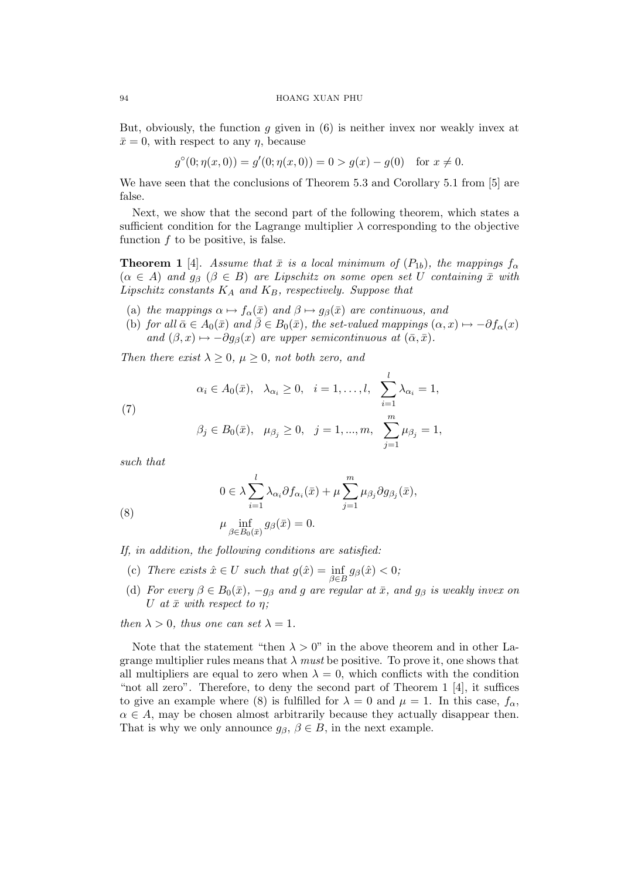But, obviously, the function $g$ given in (6) is neither invex nor weakly invex at $\bar{x} = 0$, with respect to any $\eta$, because

$$g^{\circ}(0; \eta(x, 0)) = g'(0; \eta(x, 0)) = 0 > g(x) - g(0) \quad \text{for } x \neq 0.$$

We have seen that the conclusions of Theorem 5.3 and Corollary 5.1 from [5] are false.

Next, we show that the second part of the following theorem, which states a sufficient condition for the Lagrange multiplier $\lambda$ corresponding to the objective function $f$ to be positive, is false.

**Theorem 1** [4]. *Assume that $\bar{x}$ is a local minimum of $(P_{1b})$, the mappings $f_\alpha$ $(\alpha \in A)$ and $g_\beta$ $(\beta \in B)$ are Lipschitz on some open set $U$ containing $\bar{x}$ with Lipschitz constants $K_A$ and $K_B$, respectively. Suppose that*

- (a) *the mappings $\alpha \mapsto f_\alpha(\bar{x})$ and $\beta \mapsto g_\beta(\bar{x})$ are continuous, and*
- (b) *for all $\bar{\alpha} \in A_0(\bar{x})$ and $\bar{\beta} \in B_0(\bar{x})$, the set-valued mappings $(\alpha, x) \mapsto -\partial f_\alpha(x)$ and $(\beta, x) \mapsto -\partial g_\beta(x)$ are upper semicontinuous at $(\bar{\alpha}, \bar{x})$.*

*Then there exist $\lambda \geq 0$, $\mu \geq 0$, not both zero, and*

$$\begin{aligned}
&\alpha_i \in A_0(\bar{x}), \quad \lambda_{\alpha_i} \geq 0, \quad i = 1, \dots, l, \quad \sum_{i=1}^{l} \lambda_{\alpha_i} = 1, \\
&\beta_j \in B_0(\bar{x}), \quad \mu_{\beta_j} \geq 0, \quad j = 1, ..., m, \quad \sum_{j=1}^{m} \mu_{\beta_j} = 1,
\end{aligned} \tag{7}$$

*such that*

$$\begin{aligned}
&0 \in \lambda \sum_{i=1}^{l} \lambda_{\alpha_i} \partial f_{\alpha_i}(\bar{x}) + \mu \sum_{j=1}^{m} \mu_{\beta_j} \partial g_{\beta_j}(\bar{x}), \\
&\mu \inf_{\beta \in B_0(\bar{x})} g_\beta(\bar{x}) = 0.
\end{aligned} \tag{8}$$

*If, in addition, the following conditions are satisfied:*

- (c) *There exists $\hat{x} \in U$ such that $g(\hat{x}) = \inf_{\beta \in B} g_\beta(\hat{x}) < 0$;*
- (d) *For every $\beta \in B_0(\bar{x})$, $-g_\beta$ and $g$ are regular at $\bar{x}$, and $g_\beta$ is weakly invex on $U$ at $\bar{x}$ with respect to $\eta$;*

*then $\lambda > 0$, thus one can set $\lambda = 1$.*

Note that the statement "then $\lambda > 0$" in the above theorem and in other Lagrange multiplier rules means that $\lambda$ *must* be positive. To prove it, one shows that all multipliers are equal to zero when $\lambda = 0$, which conflicts with the condition "not all zero". Therefore, to deny the second part of Theorem 1 [4], it suffices to give an example where (8) is fulfilled for $\lambda = 0$ and $\mu = 1$. In this case, $f_\alpha$, $\alpha \in A$, may be chosen almost arbitrarily because they actually disappear then. That is why we only announce $g_\beta$, $\beta \in B$, in the next example.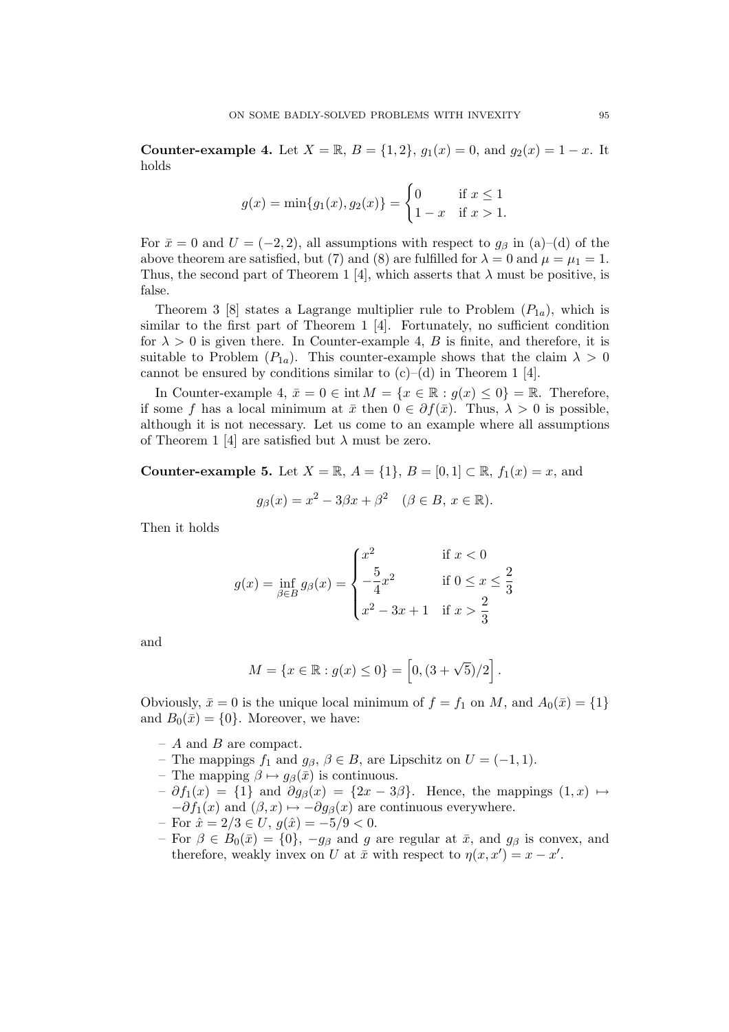**Counter-example 4.** Let $X = \mathbb{R}$, $B = \{1, 2\}$, $g_1(x) = 0$, and $g_2(x) = 1 - x$. It holds

$$g(x) = \min\{g_1(x), g_2(x)\} = \begin{cases} 0 & \text{if } x \leq 1 \\ 1 - x & \text{if } x > 1. \end{cases}$$

For $\bar{x} = 0$ and $U = (-2, 2)$, all assumptions with respect to $g_\beta$ in (a)–(d) of the above theorem are satisfied, but (7) and (8) are fulfilled for $\lambda = 0$ and $\mu = \mu_1 = 1$. Thus, the second part of Theorem 1 [4], which asserts that $\lambda$ must be positive, is false.

Theorem 3 [8] states a Lagrange multiplier rule to Problem $(P_{1a})$, which is similar to the first part of Theorem 1 [4]. Fortunately, no sufficient condition for $\lambda > 0$ is given there. In Counter-example 4, $B$ is finite, and therefore, it is suitable to Problem $(P_{1a})$. This counter-example shows that the claim $\lambda > 0$ cannot be ensured by conditions similar to (c)–(d) in Theorem 1 [4].

In Counter-example 4, $\bar{x} = 0 \in \operatorname{int} M = \{x \in \mathbb{R} : g(x) \leq 0\} = \mathbb{R}$. Therefore, if some $f$ has a local minimum at $\bar{x}$ then $0 \in \partial f(\bar{x})$. Thus, $\lambda > 0$ is possible, although it is not necessary. Let us come to an example where all assumptions of Theorem 1 [4] are satisfied but $\lambda$ must be zero.

**Counter-example 5.** Let $X = \mathbb{R}$, $A = \{1\}$, $B = [0, 1] \subset \mathbb{R}$, $f_1(x) = x$, and

$$g_\beta(x) = x^2 - 3\beta x + \beta^2 \quad (\beta \in B,\ x \in \mathbb{R}).$$

Then it holds

$$g(x) = \inf_{\beta \in B} g_\beta(x) = \begin{cases} x^2 & \text{if } x < 0 \\ -\dfrac{5}{4}x^2 & \text{if } 0 \leq x \leq \dfrac{2}{3} \\ x^2 - 3x + 1 & \text{if } x > \dfrac{2}{3} \end{cases}$$

and

$$M = \{x \in \mathbb{R} : g(x) \leq 0\} = \left[0, (3 + \sqrt{5})/2\right].$$

Obviously, $\bar{x} = 0$ is the unique local minimum of $f = f_1$ on $M$, and $A_0(\bar{x}) = \{1\}$ and $B_0(\bar{x}) = \{0\}$. Moreover, we have:

- $A$ and $B$ are compact.
- The mappings $f_1$ and $g_\beta$, $\beta \in B$, are Lipschitz on $U = (-1, 1)$.
- The mapping $\beta \mapsto g_\beta(\bar{x})$ is continuous.
- $\partial f_1(x) = \{1\}$ and $\partial g_\beta(x) = \{2x - 3\beta\}$. Hence, the mappings $(1, x) \mapsto -\partial f_1(x)$ and $(\beta, x) \mapsto -\partial g_\beta(x)$ are continuous everywhere.
- For $\hat{x} = 2/3 \in U$, $g(\hat{x}) = -5/9 < 0$.
- For $\beta \in B_0(\bar{x}) = \{0\}$, $-g_\beta$ and $g$ are regular at $\bar{x}$, and $g_\beta$ is convex, and therefore, weakly invex on $U$ at $\bar{x}$ with respect to $\eta(x, x') = x - x'$.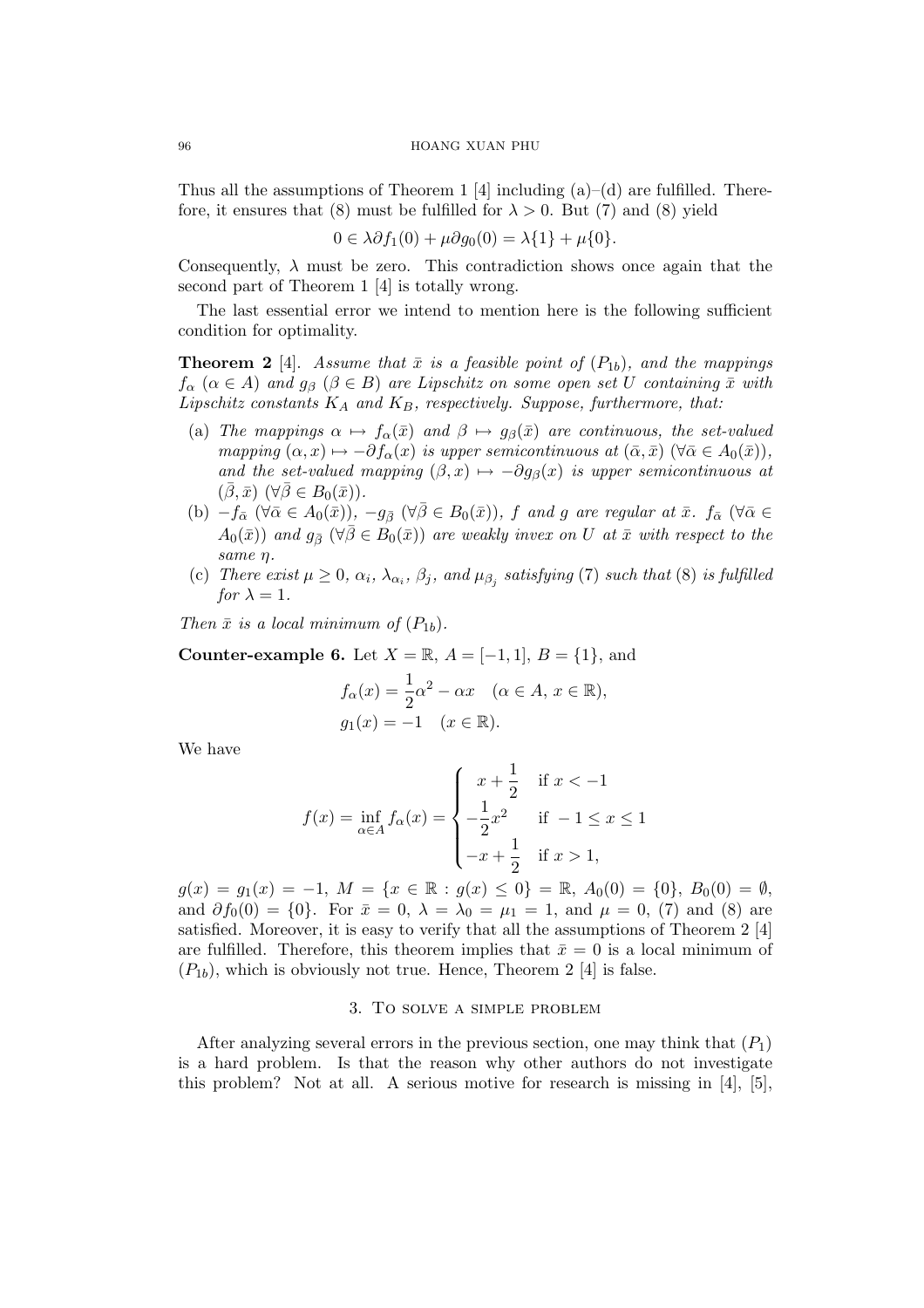Thus all the assumptions of Theorem 1 [4] including (a)–(d) are fulfilled. Therefore, it ensures that (8) must be fulfilled for $\lambda > 0$. But (7) and (8) yield

$$0 \in \lambda \partial f_1(0) + \mu \partial g_0(0) = \lambda\{1\} + \mu\{0\}.$$

Consequently, $\lambda$ must be zero. This contradiction shows once again that the second part of Theorem 1 [4] is totally wrong.

The last essential error we intend to mention here is the following sufficient condition for optimality.

**Theorem 2** [4]. *Assume that $\bar{x}$ is a feasible point of $(P_{1b})$, and the mappings $f_\alpha$ $(\alpha \in A)$ and $g_\beta$ $(\beta \in B)$ are Lipschitz on some open set $U$ containing $\bar{x}$ with Lipschitz constants $K_A$ and $K_B$, respectively. Suppose, furthermore, that:*

- (a) *The mappings $\alpha \mapsto f_\alpha(\bar{x})$ and $\beta \mapsto g_\beta(\bar{x})$ are continuous, the set-valued mapping $(\alpha, x) \mapsto -\partial f_\alpha(x)$ is upper semicontinuous at $(\bar{\alpha}, \bar{x})$ $(\forall \bar{\alpha} \in A_0(\bar{x}))$, and the set-valued mapping $(\beta, x) \mapsto -\partial g_\beta(x)$ is upper semicontinuous at $(\bar{\beta}, \bar{x})$ $(\forall \bar{\beta} \in B_0(\bar{x}))$.*
- (b) *$-f_{\bar{\alpha}}$ $(\forall \bar{\alpha} \in A_0(\bar{x}))$, $-g_{\bar{\beta}}$ $(\forall \bar{\beta} \in B_0(\bar{x}))$, $f$ and $g$ are regular at $\bar{x}$. $f_{\bar{\alpha}}$ $(\forall \bar{\alpha} \in A_0(\bar{x}))$ and $g_{\bar{\beta}}$ $(\forall \bar{\beta} \in B_0(\bar{x}))$ are weakly invex on $U$ at $\bar{x}$ with respect to the same $\eta$.*
- (c) *There exist $\mu \geq 0$, $\alpha_i$, $\lambda_{\alpha_i}$, $\beta_j$, and $\mu_{\beta_j}$ satisfying (7) such that (8) is fulfilled for $\lambda = 1$.*

*Then $\bar{x}$ is a local minimum of $(P_{1b})$.*

**Counter-example 6.** Let $X = \mathbb{R}$, $A = [-1, 1]$, $B = \{1\}$, and

$$f_\alpha(x) = \frac{1}{2}\alpha^2 - \alpha x \quad (\alpha \in A,\, x \in \mathbb{R}),$$

$$g_1(x) = -1 \quad (x \in \mathbb{R}).$$

We have

$$f(x) = \inf_{\alpha \in A} f_\alpha(x) = \begin{cases} \phantom{-}x + \dfrac{1}{2} & \text{if } x < -1 \\ -\dfrac{1}{2}x^2 & \text{if } -1 \leq x \leq 1 \\ -x + \dfrac{1}{2} & \text{if } x > 1, \end{cases}$$

$g(x) = g_1(x) = -1$, $M = \{x \in \mathbb{R} : g(x) \leq 0\} = \mathbb{R}$, $A_0(0) = \{0\}$, $B_0(0) = \emptyset$, and $\partial f_0(0) = \{0\}$. For $\bar{x} = 0$, $\lambda = \lambda_0 = \mu_1 = 1$, and $\mu = 0$, (7) and (8) are satisfied. Moreover, it is easy to verify that all the assumptions of Theorem 2 [4] are fulfilled. Therefore, this theorem implies that $\bar{x} = 0$ is a local minimum of $(P_{1b})$, which is obviously not true. Hence, Theorem 2 [4] is false.

## 3. To solve a simple problem

After analyzing several errors in the previous section, one may think that $(P_1)$ is a hard problem. Is that the reason why other authors do not investigate this problem? Not at all. A serious motive for research is missing in [4], [5],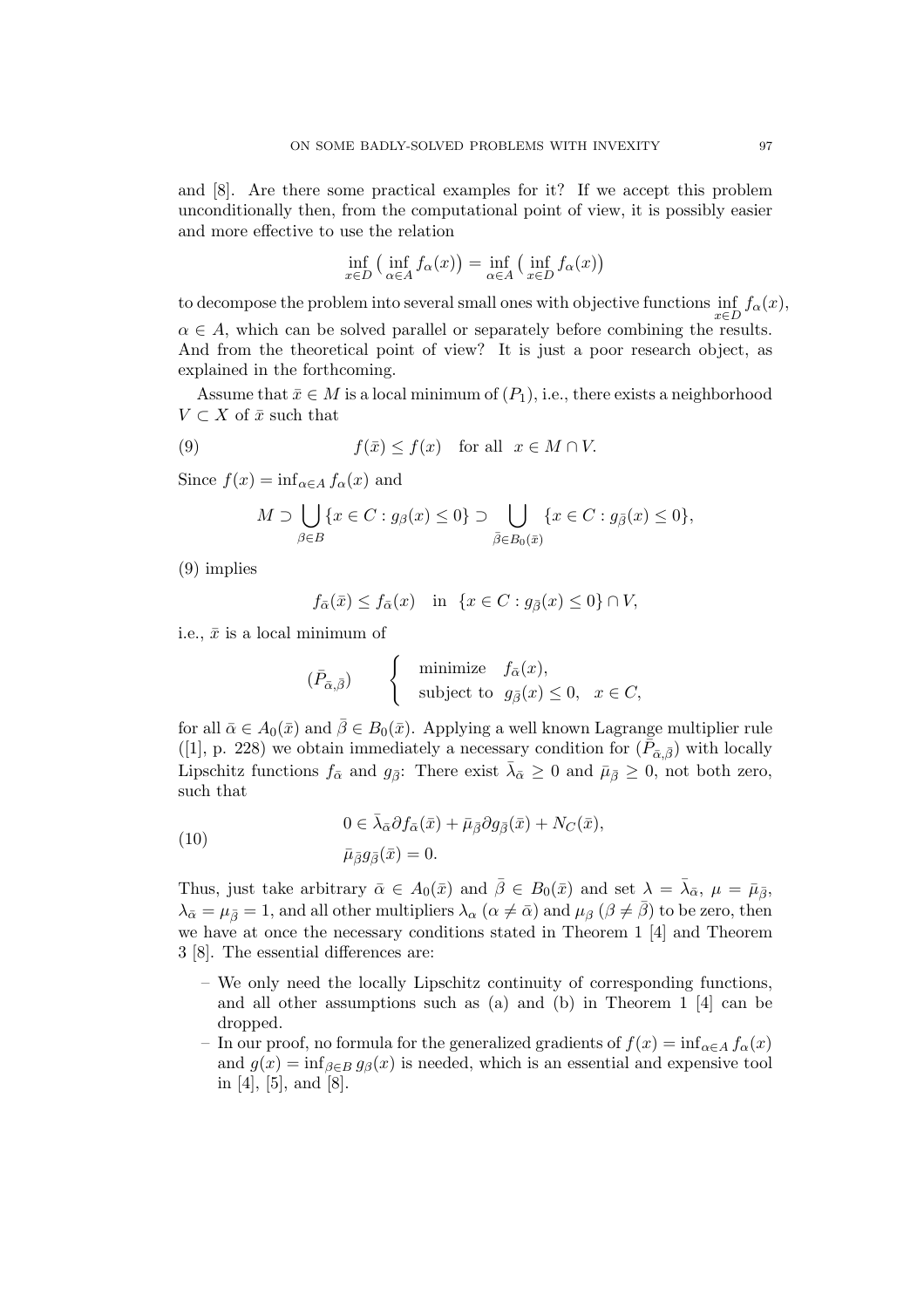and [8]. Are there some practical examples for it? If we accept this problem unconditionally then, from the computational point of view, it is possibly easier and more effective to use the relation

$$\inf_{x \in D} \big( \inf_{\alpha \in A} f_\alpha(x) \big) = \inf_{\alpha \in A} \big( \inf_{x \in D} f_\alpha(x) \big)$$

to decompose the problem into several small ones with objective functions $\inf_{x \in D} f_\alpha(x)$, $\alpha \in A$, which can be solved parallel or separately before combining the results. And from the theoretical point of view? It is just a poor research object, as explained in the forthcoming.

Assume that $\bar{x} \in M$ is a local minimum of $(P_1)$, i.e., there exists a neighborhood $V \subset X$ of $\bar{x}$ such that

$$f(\bar{x}) \leq f(x) \quad \text{for all} \quad x \in M \cap V. \tag{9}$$

Since $f(x) = \inf_{\alpha \in A} f_\alpha(x)$ and

$$M \supset \bigcup_{\beta \in B} \{x \in C : g_\beta(x) \leq 0\} \supset \bigcup_{\bar{\beta} \in B_0(\bar{x})} \{x \in C : g_{\bar{\beta}}(x) \leq 0\},$$

(9) implies

$$f_{\bar{\alpha}}(\bar{x}) \leq f_{\bar{\alpha}}(x) \quad \text{in} \quad \{x \in C : g_{\bar{\beta}}(x) \leq 0\} \cap V,$$

i.e., $\bar{x}$ is a local minimum of

$$(\bar{P}_{\bar{\alpha},\bar{\beta}}) \qquad \begin{cases} \text{minimize} \quad f_{\bar{\alpha}}(x), \\ \text{subject to} \quad g_{\bar{\beta}}(x) \leq 0, \quad x \in C, \end{cases}$$

for all $\bar{\alpha} \in A_0(\bar{x})$ and $\bar{\beta} \in B_0(\bar{x})$. Applying a well known Lagrange multiplier rule ([1], p. 228) we obtain immediately a necessary condition for $(\bar{P}_{\bar{\alpha},\bar{\beta}})$ with locally Lipschitz functions $f_{\bar{\alpha}}$ and $g_{\bar{\beta}}$: There exist $\bar{\lambda}_{\bar{\alpha}} \geq 0$ and $\bar{\mu}_{\bar{\beta}} \geq 0$, not both zero, such that

$$\begin{aligned} &0 \in \bar{\lambda}_{\bar{\alpha}} \partial f_{\bar{\alpha}}(\bar{x}) + \bar{\mu}_{\bar{\beta}} \partial g_{\bar{\beta}}(\bar{x}) + N_C(\bar{x}), \\ &\bar{\mu}_{\bar{\beta}} g_{\bar{\beta}}(\bar{x}) = 0. \end{aligned} \tag{10}$$

Thus, just take arbitrary $\bar{\alpha} \in A_0(\bar{x})$ and $\bar{\beta} \in B_0(\bar{x})$ and set $\lambda = \bar{\lambda}_{\bar{\alpha}}$, $\mu = \bar{\mu}_{\bar{\beta}}$, $\lambda_{\bar{\alpha}} = \mu_{\bar{\beta}} = 1$, and all other multipliers $\lambda_\alpha$ $(\alpha \neq \bar{\alpha})$ and $\mu_\beta$ $(\beta \neq \bar{\beta})$ to be zero, then we have at once the necessary conditions stated in Theorem 1 [4] and Theorem 3 [8]. The essential differences are:

- We only need the locally Lipschitz continuity of corresponding functions, and all other assumptions such as (a) and (b) in Theorem 1 [4] can be dropped.
- In our proof, no formula for the generalized gradients of $f(x) = \inf_{\alpha \in A} f_\alpha(x)$ and $g(x) = \inf_{\beta \in B} g_\beta(x)$ is needed, which is an essential and expensive tool in [4], [5], and [8].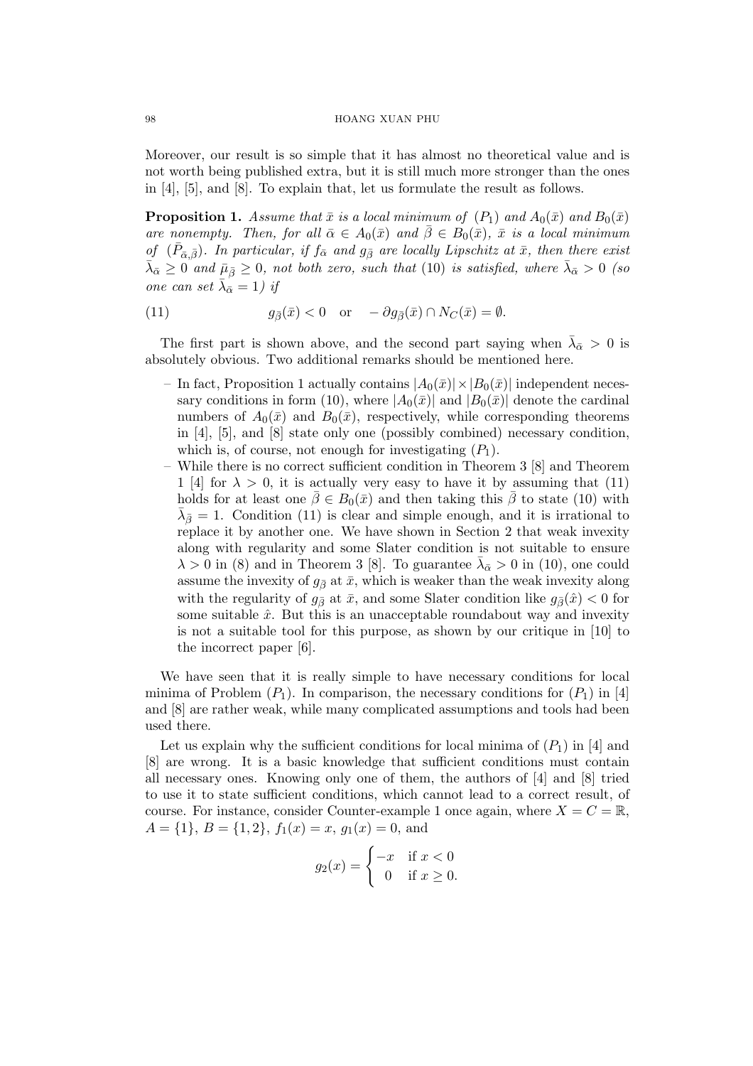Moreover, our result is so simple that it has almost no theoretical value and is not worth being published extra, but it is still much more stronger than the ones in [4], [5], and [8]. To explain that, let us formulate the result as follows.

**Proposition 1.** *Assume that $\bar{x}$ is a local minimum of $(P_1)$ and $A_0(\bar{x})$ and $B_0(\bar{x})$ are nonempty. Then, for all $\bar{\alpha} \in A_0(\bar{x})$ and $\bar{\beta} \in B_0(\bar{x})$, $\bar{x}$ is a local minimum of $(\bar{P}_{\bar{\alpha},\bar{\beta}})$. In particular, if $f_{\bar{\alpha}}$ and $g_{\bar{\beta}}$ are locally Lipschitz at $\bar{x}$, then there exist $\bar{\lambda}_{\bar{\alpha}} \geq 0$ and $\bar{\mu}_{\bar{\beta}} \geq 0$, not both zero, such that* (10) *is satisfied, where $\bar{\lambda}_{\bar{\alpha}} > 0$ (so one can set $\bar{\lambda}_{\bar{\alpha}} = 1$) if*

$$g_{\bar{\beta}}(\bar{x}) < 0 \quad \text{or} \quad -\partial g_{\bar{\beta}}(\bar{x}) \cap N_C(\bar{x}) = \emptyset. \tag{11}$$

The first part is shown above, and the second part saying when $\bar{\lambda}_{\bar{\alpha}} > 0$ is absolutely obvious. Two additional remarks should be mentioned here.

- In fact, Proposition 1 actually contains $|A_0(\bar{x})| \times |B_0(\bar{x})|$ independent necessary conditions in form (10), where $|A_0(\bar{x})|$ and $|B_0(\bar{x})|$ denote the cardinal numbers of $A_0(\bar{x})$ and $B_0(\bar{x})$, respectively, while corresponding theorems in [4], [5], and [8] state only one (possibly combined) necessary condition, which is, of course, not enough for investigating $(P_1)$.
- While there is no correct sufficient condition in Theorem 3 [8] and Theorem 1 [4] for $\lambda > 0$, it is actually very easy to have it by assuming that (11) holds for at least one $\bar{\beta} \in B_0(\bar{x})$ and then taking this $\bar{\beta}$ to state (10) with $\bar{\lambda}_{\bar{\beta}} = 1$. Condition (11) is clear and simple enough, and it is irrational to replace it by another one. We have shown in Section 2 that weak invexity along with regularity and some Slater condition is not suitable to ensure $\lambda > 0$ in (8) and in Theorem 3 [8]. To guarantee $\bar{\lambda}_{\bar{\alpha}} > 0$ in (10), one could assume the invexity of $g_{\bar{\beta}}$ at $\bar{x}$, which is weaker than the weak invexity along with the regularity of $g_{\bar{\beta}}$ at $\bar{x}$, and some Slater condition like $g_{\bar{\beta}}(\hat{x}) < 0$ for some suitable $\hat{x}$. But this is an unacceptable roundabout way and invexity is not a suitable tool for this purpose, as shown by our critique in [10] to the incorrect paper [6].

We have seen that it is really simple to have necessary conditions for local minima of Problem $(P_1)$. In comparison, the necessary conditions for $(P_1)$ in [4] and [8] are rather weak, while many complicated assumptions and tools had been used there.

Let us explain why the sufficient conditions for local minima of $(P_1)$ in [4] and [8] are wrong. It is a basic knowledge that sufficient conditions must contain all necessary ones. Knowing only one of them, the authors of [4] and [8] tried to use it to state sufficient conditions, which cannot lead to a correct result, of course. For instance, consider Counter-example 1 once again, where $X = C = \mathbb{R}$, $A = \{1\}$, $B = \{1, 2\}$, $f_1(x) = x$, $g_1(x) = 0$, and

$$g_2(x) = \begin{cases} -x & \text{if } x < 0 \\ 0 & \text{if } x \geq 0. \end{cases}$$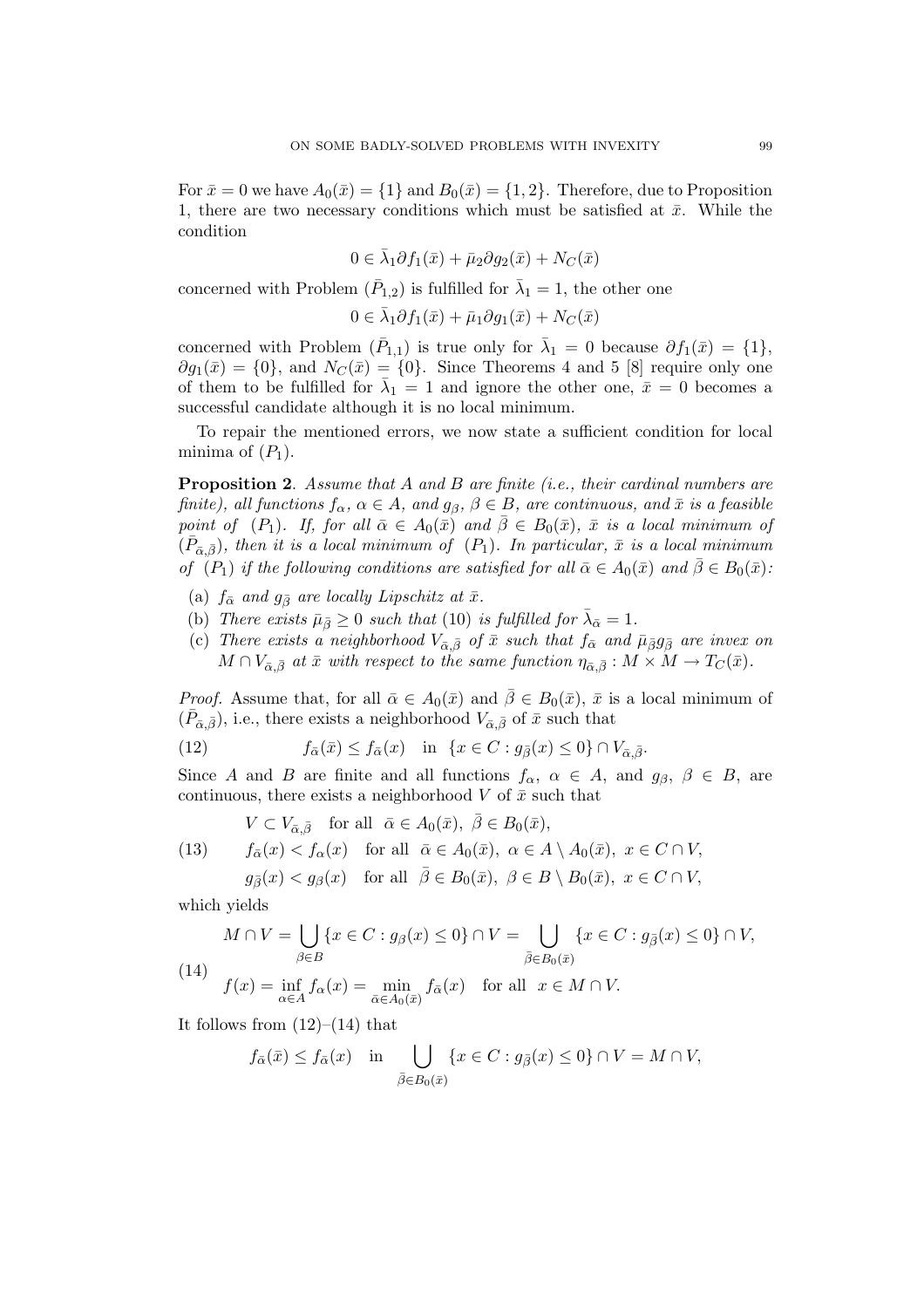For $\bar{x} = 0$ we have $A_0(\bar{x}) = \{1\}$ and $B_0(\bar{x}) = \{1, 2\}$. Therefore, due to Proposition 1, there are two necessary conditions which must be satisfied at $\bar{x}$. While the condition

$$0 \in \bar{\lambda}_1 \partial f_1(\bar{x}) + \bar{\mu}_2 \partial g_2(\bar{x}) + N_C(\bar{x})$$

concerned with Problem $(\bar{P}_{1,2})$ is fulfilled for $\bar{\lambda}_1 = 1$, the other one

$$0 \in \bar{\lambda}_1 \partial f_1(\bar{x}) + \bar{\mu}_1 \partial g_1(\bar{x}) + N_C(\bar{x})$$

concerned with Problem $(\bar{P}_{1,1})$ is true only for $\bar{\lambda}_1 = 0$ because $\partial f_1(\bar{x}) = \{1\}$, $\partial g_1(\bar{x}) = \{0\}$, and $N_C(\bar{x}) = \{0\}$. Since Theorems 4 and 5 [8] require only one of them to be fulfilled for $\bar{\lambda}_1 = 1$ and ignore the other one, $\bar{x} = 0$ becomes a successful candidate although it is no local minimum.

To repair the mentioned errors, we now state a sufficient condition for local minima of $(P_1)$.

**Proposition 2**. *Assume that $A$ and $B$ are finite (i.e., their cardinal numbers are finite), all functions $f_\alpha$, $\alpha \in A$, and $g_\beta$, $\beta \in B$, are continuous, and $\bar{x}$ is a feasible point of $(P_1)$. If, for all $\bar{\alpha} \in A_0(\bar{x})$ and $\bar{\beta} \in B_0(\bar{x})$, $\bar{x}$ is a local minimum of $(\bar{P}_{\bar{\alpha},\bar{\beta}})$, then it is a local minimum of $(P_1)$. In particular, $\bar{x}$ is a local minimum of $(P_1)$ if the following conditions are satisfied for all $\bar{\alpha} \in A_0(\bar{x})$ and $\bar{\beta} \in B_0(\bar{x})$:*

- (a) *$f_{\bar{\alpha}}$ and $g_{\bar{\beta}}$ are locally Lipschitz at $\bar{x}$.*
- (b) *There exists $\bar{\mu}_{\bar{\beta}} \geq 0$ such that (10) is fulfilled for $\bar{\lambda}_{\bar{\alpha}} = 1$.*
- (c) *There exists a neighborhood $V_{\bar{\alpha},\bar{\beta}}$ of $\bar{x}$ such that $f_{\bar{\alpha}}$ and $\bar{\mu}_{\bar{\beta}} g_{\bar{\beta}}$ are invex on $M \cap V_{\bar{\alpha},\bar{\beta}}$ at $\bar{x}$ with respect to the same function $\eta_{\bar{\alpha},\bar{\beta}} : M \times M \to T_C(\bar{x})$.*

*Proof.* Assume that, for all $\bar{\alpha} \in A_0(\bar{x})$ and $\bar{\beta} \in B_0(\bar{x})$, $\bar{x}$ is a local minimum of $(\bar{P}_{\bar{\alpha},\bar{\beta}})$, i.e., there exists a neighborhood $V_{\bar{\alpha},\bar{\beta}}$ of $\bar{x}$ such that

$$f_{\bar{\alpha}}(\bar{x}) \leq f_{\bar{\alpha}}(x) \quad \text{in} \quad \{x \in C : g_{\bar{\beta}}(x) \leq 0\} \cap V_{\bar{\alpha},\bar{\beta}}. \tag{12}$$

Since $A$ and $B$ are finite and all functions $f_\alpha$, $\alpha \in A$, and $g_\beta$, $\beta \in B$, are continuous, there exists a neighborhood $V$ of $\bar{x}$ such that

$$\begin{aligned}
&V \subset V_{\bar{\alpha},\bar{\beta}} \quad \text{for all} \;\; \bar{\alpha} \in A_0(\bar{x}),\; \bar{\beta} \in B_0(\bar{x}), \\
&f_{\bar{\alpha}}(x) < f_\alpha(x) \quad \text{for all} \;\; \bar{\alpha} \in A_0(\bar{x}),\; \alpha \in A \setminus A_0(\bar{x}),\; x \in C \cap V, \\
&g_{\bar{\beta}}(x) < g_\beta(x) \quad \text{for all} \;\; \bar{\beta} \in B_0(\bar{x}),\; \beta \in B \setminus B_0(\bar{x}),\; x \in C \cap V,
\end{aligned} \tag{13}$$

which yields

$$\begin{aligned}
&M \cap V = \bigcup_{\beta \in B} \{x \in C : g_\beta(x) \leq 0\} \cap V = \bigcup_{\bar{\beta} \in B_0(\bar{x})} \{x \in C : g_{\bar{\beta}}(x) \leq 0\} \cap V, \\
&f(x) = \inf_{\alpha \in A} f_\alpha(x) = \min_{\bar{\alpha} \in A_0(\bar{x})} f_{\bar{\alpha}}(x) \quad \text{for all} \;\; x \in M \cap V.
\end{aligned} \tag{14}$$

It follows from (12)–(14) that

$$f_{\bar{\alpha}}(\bar{x}) \leq f_{\bar{\alpha}}(x) \quad \text{in} \quad \bigcup_{\bar{\beta} \in B_0(\bar{x})} \{x \in C : g_{\bar{\beta}}(x) \leq 0\} \cap V = M \cap V,$$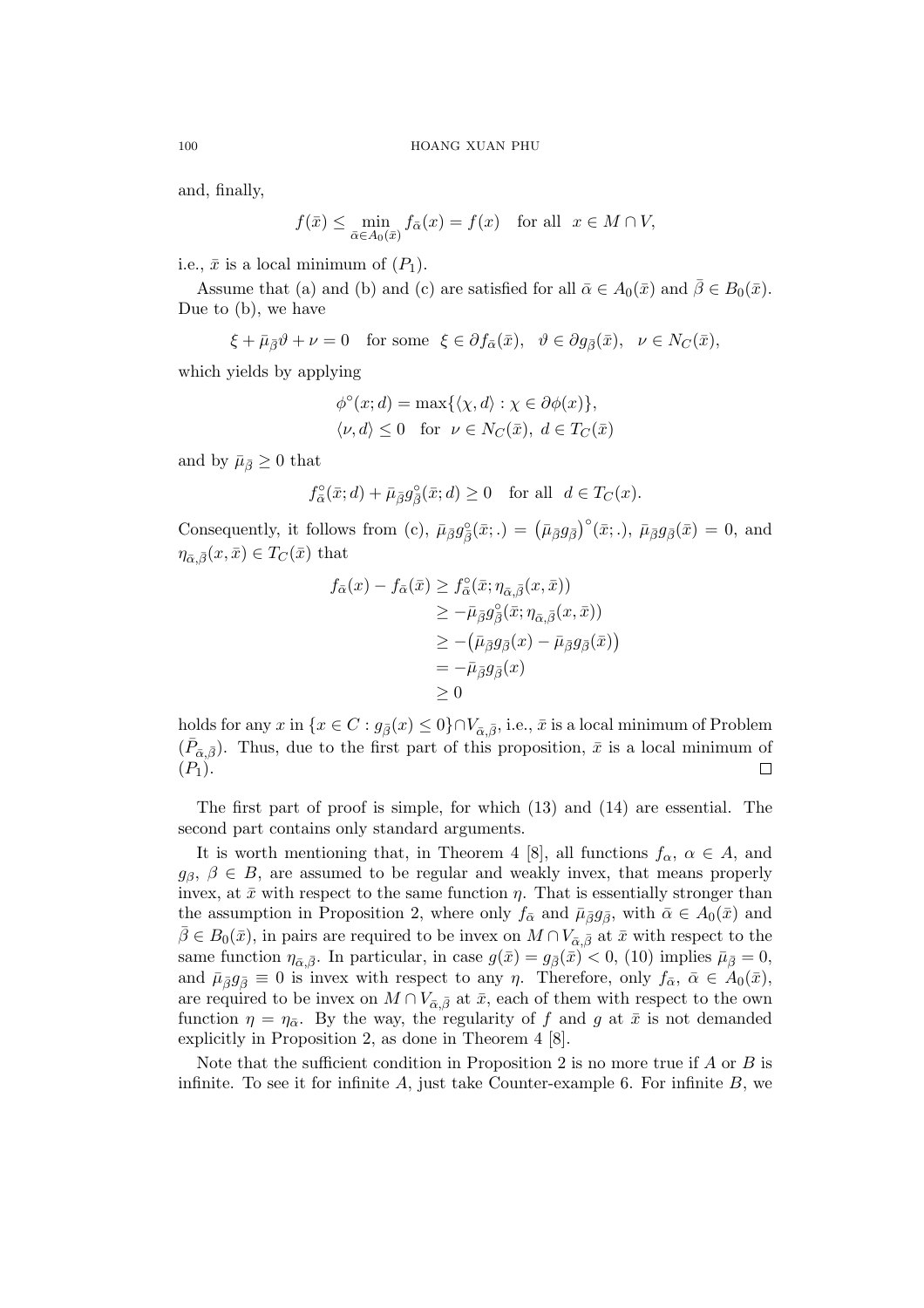and, finally,

$$f(\bar{x}) \le \min_{\bar{\alpha} \in A_0(\bar{x})} f_{\bar{\alpha}}(x) = f(x) \quad \text{for all} \quad x \in M \cap V,$$

i.e., $\bar{x}$ is a local minimum of $(P_1)$.

Assume that (a) and (b) and (c) are satisfied for all $\bar{\alpha} \in A_0(\bar{x})$ and $\bar{\beta} \in B_0(\bar{x})$. Due to (b), we have

$$\xi + \bar{\mu}_{\bar{\beta}} \vartheta + \nu = 0 \quad \text{for some} \quad \xi \in \partial f_{\bar{\alpha}}(\bar{x}), \quad \vartheta \in \partial g_{\bar{\beta}}(\bar{x}), \quad \nu \in N_C(\bar{x}),$$

which yields by applying

$$\begin{aligned} &\phi^{\circ}(x; d) = \max\{\langle \chi, d \rangle : \chi \in \partial \phi(x)\}, \\ &\langle \nu, d \rangle \le 0 \quad \text{for} \quad \nu \in N_C(\bar{x}),\ d \in T_C(\bar{x}) \end{aligned}$$

and by $\bar{\mu}_{\bar{\beta}} \ge 0$ that

$$f^{\circ}_{\bar{\alpha}}(\bar{x}; d) + \bar{\mu}_{\bar{\beta}} g^{\circ}_{\bar{\beta}}(\bar{x}; d) \ge 0 \quad \text{for all} \quad d \in T_C(x).$$

Consequently, it follows from (c), $\bar{\mu}_{\bar{\beta}} g^{\circ}_{\bar{\beta}}(\bar{x}; .) = \big(\bar{\mu}_{\bar{\beta}} g_{\bar{\beta}}\big)^{\circ}(\bar{x}; .)$, $\bar{\mu}_{\bar{\beta}} g_{\bar{\beta}}(\bar{x}) = 0$, and $\eta_{\bar{\alpha},\bar{\beta}}(x, \bar{x}) \in T_C(\bar{x})$ that

$$\begin{aligned} f_{\bar{\alpha}}(x) - f_{\bar{\alpha}}(\bar{x}) &\ge f^{\circ}_{\bar{\alpha}}(\bar{x}; \eta_{\bar{\alpha},\bar{\beta}}(x, \bar{x})) \\ &\ge -\bar{\mu}_{\bar{\beta}} g^{\circ}_{\bar{\beta}}(\bar{x}; \eta_{\bar{\alpha},\bar{\beta}}(x, \bar{x})) \\ &\ge -\big(\bar{\mu}_{\bar{\beta}} g_{\bar{\beta}}(x) - \bar{\mu}_{\bar{\beta}} g_{\bar{\beta}}(\bar{x})\big) \\ &= -\bar{\mu}_{\bar{\beta}} g_{\bar{\beta}}(x) \\ &\ge 0 \end{aligned}$$

holds for any $x$ in $\{x \in C : g_{\bar{\beta}}(x) \le 0\} \cap V_{\bar{\alpha},\bar{\beta}}$, i.e., $\bar{x}$ is a local minimum of Problem $(\bar{P}_{\bar{\alpha},\bar{\beta}})$. Thus, due to the first part of this proposition, $\bar{x}$ is a local minimum of $(P_1)$. $\square$

The first part of proof is simple, for which (13) and (14) are essential. The second part contains only standard arguments.

It is worth mentioning that, in Theorem 4 [8], all functions $f_\alpha$, $\alpha \in A$, and $g_\beta$, $\beta \in B$, are assumed to be regular and weakly invex, that means properly invex, at $\bar{x}$ with respect to the same function $\eta$. That is essentially stronger than the assumption in Proposition 2, where only $f_{\bar{\alpha}}$ and $\bar{\mu}_{\bar{\beta}} g_{\bar{\beta}}$, with $\bar{\alpha} \in A_0(\bar{x})$ and $\bar{\beta} \in B_0(\bar{x})$, in pairs are required to be invex on $M \cap V_{\bar{\alpha},\bar{\beta}}$ at $\bar{x}$ with respect to the same function $\eta_{\bar{\alpha},\bar{\beta}}$. In particular, in case $g(\bar{x}) = g_{\bar{\beta}}(\bar{x}) < 0$, (10) implies $\bar{\mu}_{\bar{\beta}} = 0$, and $\bar{\mu}_{\bar{\beta}} g_{\bar{\beta}} \equiv 0$ is invex with respect to any $\eta$. Therefore, only $f_{\bar{\alpha}}$, $\bar{\alpha} \in A_0(\bar{x})$, are required to be invex on $M \cap V_{\bar{\alpha},\bar{\beta}}$ at $\bar{x}$, each of them with respect to the own function $\eta = \eta_{\bar{\alpha}}$. By the way, the regularity of $f$ and $g$ at $\bar{x}$ is not demanded explicitly in Proposition 2, as done in Theorem 4 [8].

Note that the sufficient condition in Proposition 2 is no more true if $A$ or $B$ is infinite. To see it for infinite $A$, just take Counter-example 6. For infinite $B$, we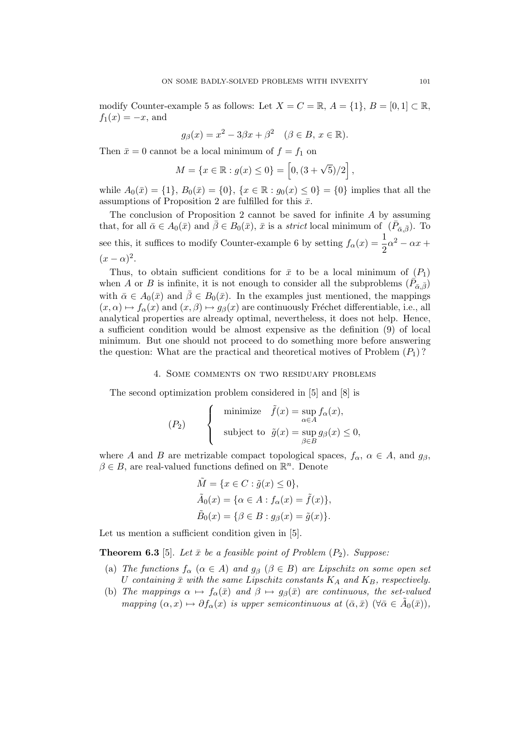modify Counter-example 5 as follows: Let $X = C = \mathbb{R}$, $A = \{1\}$, $B = [0, 1] \subset \mathbb{R}$, $f_1(x) = -x$, and

$$g_\beta(x) = x^2 - 3\beta x + \beta^2 \quad (\beta \in B,\ x \in \mathbb{R}).$$

Then $\bar{x} = 0$ cannot be a local minimum of $f = f_1$ on

$$M = \{x \in \mathbb{R} : g(x) \le 0\} = \left[0, (3 + \sqrt{5})/2\right],$$

while $A_0(\bar{x}) = \{1\}$, $B_0(\bar{x}) = \{0\}$, $\{x \in \mathbb{R} : g_0(x) \le 0\} = \{0\}$ implies that all the assumptions of Proposition 2 are fulfilled for this $\bar{x}$.

The conclusion of Proposition 2 cannot be saved for infinite $A$ by assuming that, for all $\bar{\alpha} \in A_0(\bar{x})$ and $\bar{\beta} \in B_0(\bar{x})$, $\bar{x}$ is a *strict* local minimum of $(\bar{P}_{\bar{\alpha},\bar{\beta}})$. To see this, it suffices to modify Counter-example 6 by setting $f_\alpha(x) = \dfrac{1}{2}\alpha^2 - \alpha x + (x - \alpha)^2$.

Thus, to obtain sufficient conditions for $\bar{x}$ to be a local minimum of $(P_1)$ when $A$ or $B$ is infinite, it is not enough to consider all the subproblems $(\bar{P}_{\bar{\alpha},\bar{\beta}})$ with $\bar{\alpha} \in A_0(\bar{x})$ and $\bar{\beta} \in B_0(\bar{x})$. In the examples just mentioned, the mappings $(x, \alpha) \mapsto f_\alpha(x)$ and $(x, \beta) \mapsto g_\beta(x)$ are continuously Fréchet differentiable, i.e., all analytical properties are already optimal, nevertheless, it does not help. Hence, a sufficient condition would be almost expensive as the definition (9) of local minimum. But one should not proceed to do something more before answering the question: What are the practical and theoretical motives of Problem $(P_1)$?

## 4. Some comments on two residuary problems

The second optimization problem considered in [5] and [8] is

$$(P_2) \qquad \begin{cases} \text{minimize} & \tilde{f}(x) = \sup\limits_{\alpha \in A} f_\alpha(x), \\ \text{subject to} & \tilde{g}(x) = \sup\limits_{\beta \in B} g_\beta(x) \le 0, \end{cases}$$

where $A$ and $B$ are metrizable compact topological spaces, $f_\alpha$, $\alpha \in A$, and $g_\beta$, $\beta \in B$, are real-valued functions defined on $\mathbb{R}^n$. Denote

$$\begin{aligned} \tilde{M} &= \{x \in C : \tilde{g}(x) \le 0\}, \\ \tilde{A}_0(x) &= \{\alpha \in A : f_\alpha(x) = \tilde{f}(x)\}, \\ \tilde{B}_0(x) &= \{\beta \in B : g_\beta(x) = \tilde{g}(x)\}. \end{aligned}$$

Let us mention a sufficient condition given in [5].

**Theorem 6.3** [5]. *Let $\bar{x}$ be a feasible point of Problem $(P_2)$. Suppose:*

(a) *The functions $f_\alpha$ $(\alpha \in A)$ and $g_\beta$ $(\beta \in B)$ are Lipschitz on some open set $U$ containing $\bar{x}$ with the same Lipschitz constants $K_A$ and $K_B$, respectively.*

(b) *The mappings $\alpha \mapsto f_\alpha(\bar{x})$ and $\beta \mapsto g_\beta(\bar{x})$ are continuous, the set-valued mapping $(\alpha, x) \mapsto \partial f_\alpha(x)$ is upper semicontinuous at $(\bar{\alpha}, \bar{x})$ $(\forall \bar{\alpha} \in \tilde{A}_0(\bar{x}))$,*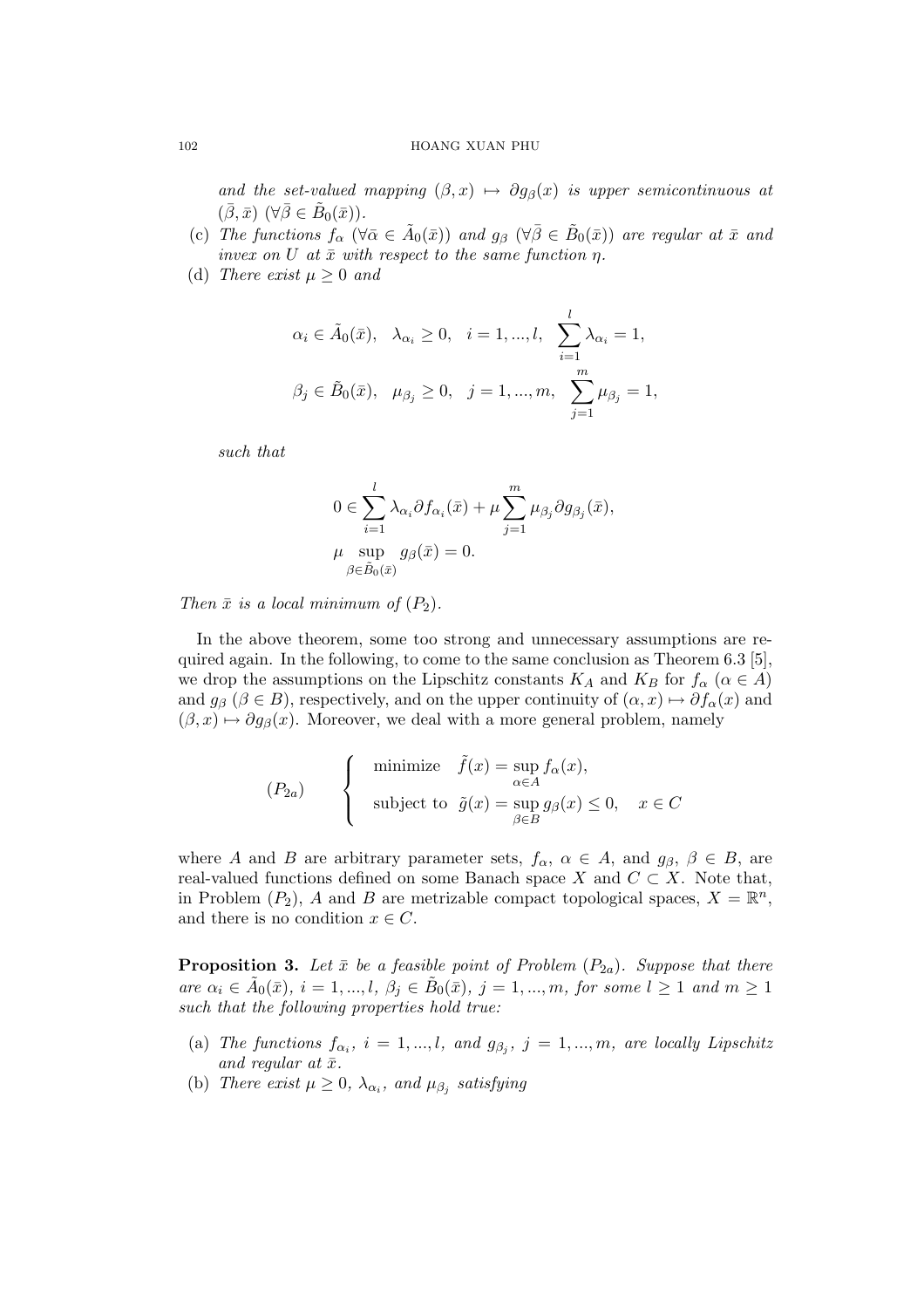*and the set-valued mapping* $(\beta, x) \mapsto \partial g_\beta(x)$ *is upper semicontinuous at* $(\bar{\beta}, \bar{x})$ $(\forall \bar{\beta} \in \tilde{B}_0(\bar{x}))$.

(c) *The functions* $f_\alpha$ $(\forall \bar{\alpha} \in \tilde{A}_0(\bar{x}))$ *and* $g_\beta$ $(\forall \bar{\beta} \in \tilde{B}_0(\bar{x}))$ *are regular at* $\bar{x}$ *and invex on* $U$ *at* $\bar{x}$ *with respect to the same function* $\eta$.

(d) *There exist* $\mu \geq 0$ *and*

$$\alpha_i \in \tilde{A}_0(\bar{x}), \quad \lambda_{\alpha_i} \geq 0, \quad i = 1, ..., l, \quad \sum_{i=1}^{l} \lambda_{\alpha_i} = 1,$$

$$\beta_j \in \tilde{B}_0(\bar{x}), \quad \mu_{\beta_j} \geq 0, \quad j = 1, ..., m, \quad \sum_{j=1}^{m} \mu_{\beta_j} = 1,$$

*such that*

$$0 \in \sum_{i=1}^{l} \lambda_{\alpha_i} \partial f_{\alpha_i}(\bar{x}) + \mu \sum_{j=1}^{m} \mu_{\beta_j} \partial g_{\beta_j}(\bar{x}),$$

$$\mu \sup_{\beta \in \tilde{B}_0(\bar{x})} g_\beta(\bar{x}) = 0.$$

*Then* $\bar{x}$ *is a local minimum of* $(P_2)$.

In the above theorem, some too strong and unnecessary assumptions are required again. In the following, to come to the same conclusion as Theorem 6.3 [5], we drop the assumptions on the Lipschitz constants $K_A$ and $K_B$ for $f_\alpha$ $(\alpha \in A)$ and $g_\beta$ $(\beta \in B)$, respectively, and on the upper continuity of $(\alpha, x) \mapsto \partial f_\alpha(x)$ and $(\beta, x) \mapsto \partial g_\beta(x)$. Moreover, we deal with a more general problem, namely

$$(P_{2a}) \qquad \left\{ \begin{array}{ll} \text{minimize} & \tilde{f}(x) = \sup_{\alpha \in A} f_\alpha(x), \\ \text{subject to} & \tilde{g}(x) = \sup_{\beta \in B} g_\beta(x) \leq 0, \quad x \in C \end{array} \right.$$

where $A$ and $B$ are arbitrary parameter sets, $f_\alpha$, $\alpha \in A$, and $g_\beta$, $\beta \in B$, are real-valued functions defined on some Banach space $X$ and $C \subset X$. Note that, in Problem $(P_2)$, $A$ and $B$ are metrizable compact topological spaces, $X = \mathbb{R}^n$, and there is no condition $x \in C$.

**Proposition 3.** *Let* $\bar{x}$ *be a feasible point of Problem* $(P_{2a})$. *Suppose that there are* $\alpha_i \in \tilde{A}_0(\bar{x})$, $i = 1, ..., l$, $\beta_j \in \tilde{B}_0(\bar{x})$, $j = 1, ..., m$, *for some* $l \geq 1$ *and* $m \geq 1$ *such that the following properties hold true:*

(a) *The functions* $f_{\alpha_i}$, $i = 1, ..., l$, *and* $g_{\beta_j}$, $j = 1, ..., m$, *are locally Lipschitz and regular at* $\bar{x}$.

(b) *There exist* $\mu \geq 0$, $\lambda_{\alpha_i}$, *and* $\mu_{\beta_j}$ *satisfying*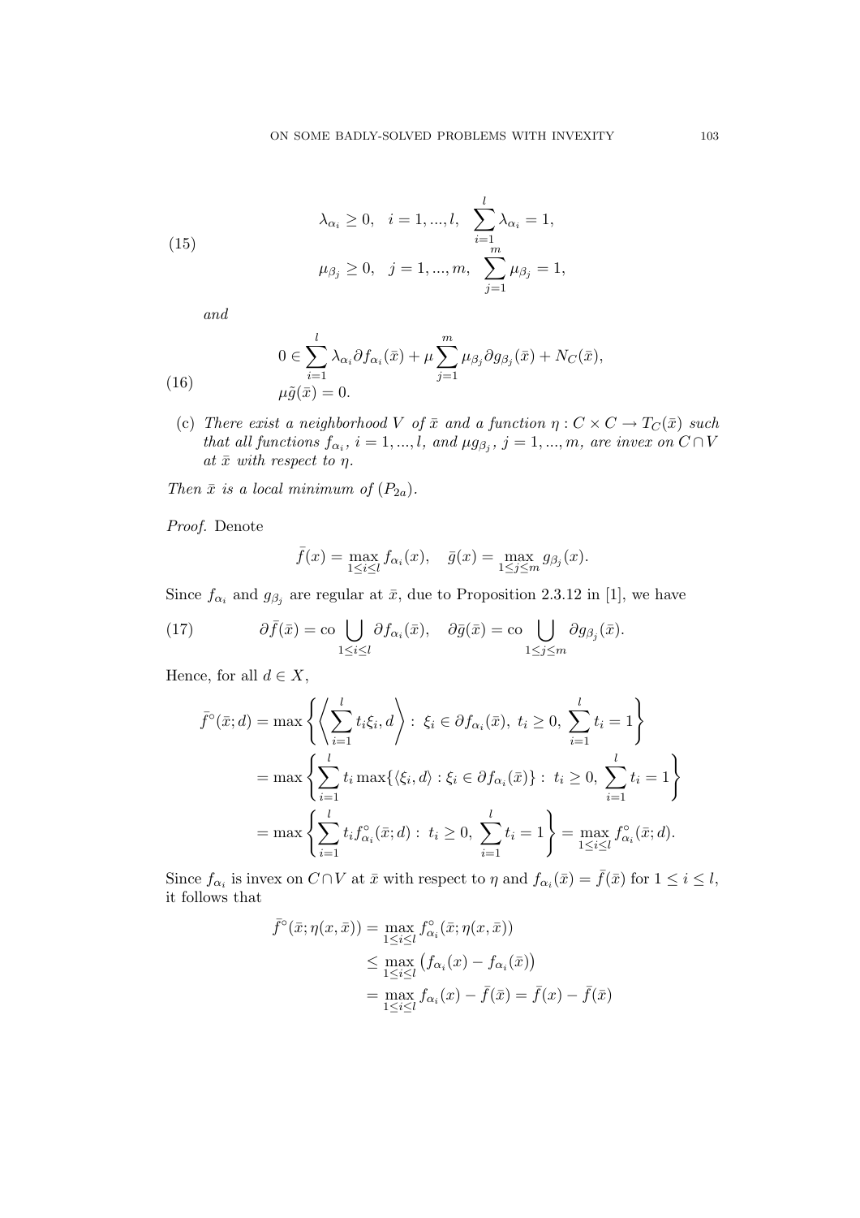$$\lambda_{\alpha_i} \geq 0, \quad i = 1, ..., l, \quad \sum_{i=1}^{l} \lambda_{\alpha_i} = 1,$$

$$(15) \qquad \mu_{\beta_j} \geq 0, \quad j = 1, ..., m, \quad \sum_{j=1}^{m} \mu_{\beta_j} = 1,$$

*and*

$$0 \in \sum_{i=1}^{l} \lambda_{\alpha_i} \partial f_{\alpha_i}(\bar{x}) + \mu \sum_{j=1}^{m} \mu_{\beta_j} \partial g_{\beta_j}(\bar{x}) + N_C(\bar{x}),$$

$$(16) \qquad \mu \tilde{g}(\bar{x}) = 0.$$

(c) *There exist a neighborhood $V$ of $\bar{x}$ and a function $\eta : C \times C \to T_C(\bar{x})$ such that all functions $f_{\alpha_i}$, $i = 1, ..., l$, and $\mu g_{\beta_j}$, $j = 1, ..., m$, are invex on $C \cap V$ at $\bar{x}$ with respect to $\eta$.*

*Then $\bar{x}$ is a local minimum of $(P_{2a})$.*

*Proof.* Denote

$$\bar{f}(x) = \max_{1 \leq i \leq l} f_{\alpha_i}(x), \quad \bar{g}(x) = \max_{1 \leq j \leq m} g_{\beta_j}(x).$$

Since $f_{\alpha_i}$ and $g_{\beta_j}$ are regular at $\bar{x}$, due to Proposition 2.3.12 in [1], we have

$$(17) \qquad \partial \bar{f}(\bar{x}) = \text{co} \bigcup_{1 \leq i \leq l} \partial f_{\alpha_i}(\bar{x}), \quad \partial \bar{g}(\bar{x}) = \text{co} \bigcup_{1 \leq j \leq m} \partial g_{\beta_j}(\bar{x}).$$

Hence, for all $d \in X$,

$$\begin{aligned}
\bar{f}^{\circ}(\bar{x}; d) &= \max \left\{ \left\langle \sum_{i=1}^{l} t_i \xi_i, d \right\rangle : \ \xi_i \in \partial f_{\alpha_i}(\bar{x}), \ t_i \geq 0, \ \sum_{i=1}^{l} t_i = 1 \right\} \\
&= \max \left\{ \sum_{i=1}^{l} t_i \max \{ \langle \xi_i, d \rangle : \xi_i \in \partial f_{\alpha_i}(\bar{x}) \} : \ t_i \geq 0, \ \sum_{i=1}^{l} t_i = 1 \right\} \\
&= \max \left\{ \sum_{i=1}^{l} t_i f^{\circ}_{\alpha_i}(\bar{x}; d) : \ t_i \geq 0, \ \sum_{i=1}^{l} t_i = 1 \right\} = \max_{1 \leq i \leq l} f^{\circ}_{\alpha_i}(\bar{x}; d).
\end{aligned}$$

Since $f_{\alpha_i}$ is invex on $C \cap V$ at $\bar{x}$ with respect to $\eta$ and $f_{\alpha_i}(\bar{x}) = \bar{f}(\bar{x})$ for $1 \leq i \leq l$, it follows that

$$\begin{aligned}
\bar{f}^{\circ}(\bar{x}; \eta(x, \bar{x})) &= \max_{1 \leq i \leq l} f^{\circ}_{\alpha_i}(\bar{x}; \eta(x, \bar{x})) \\
&\leq \max_{1 \leq i \leq l} \left( f_{\alpha_i}(x) - f_{\alpha_i}(\bar{x}) \right) \\
&= \max_{1 \leq i \leq l} f_{\alpha_i}(x) - \bar{f}(\bar{x}) = \bar{f}(x) - \bar{f}(\bar{x})
\end{aligned}$$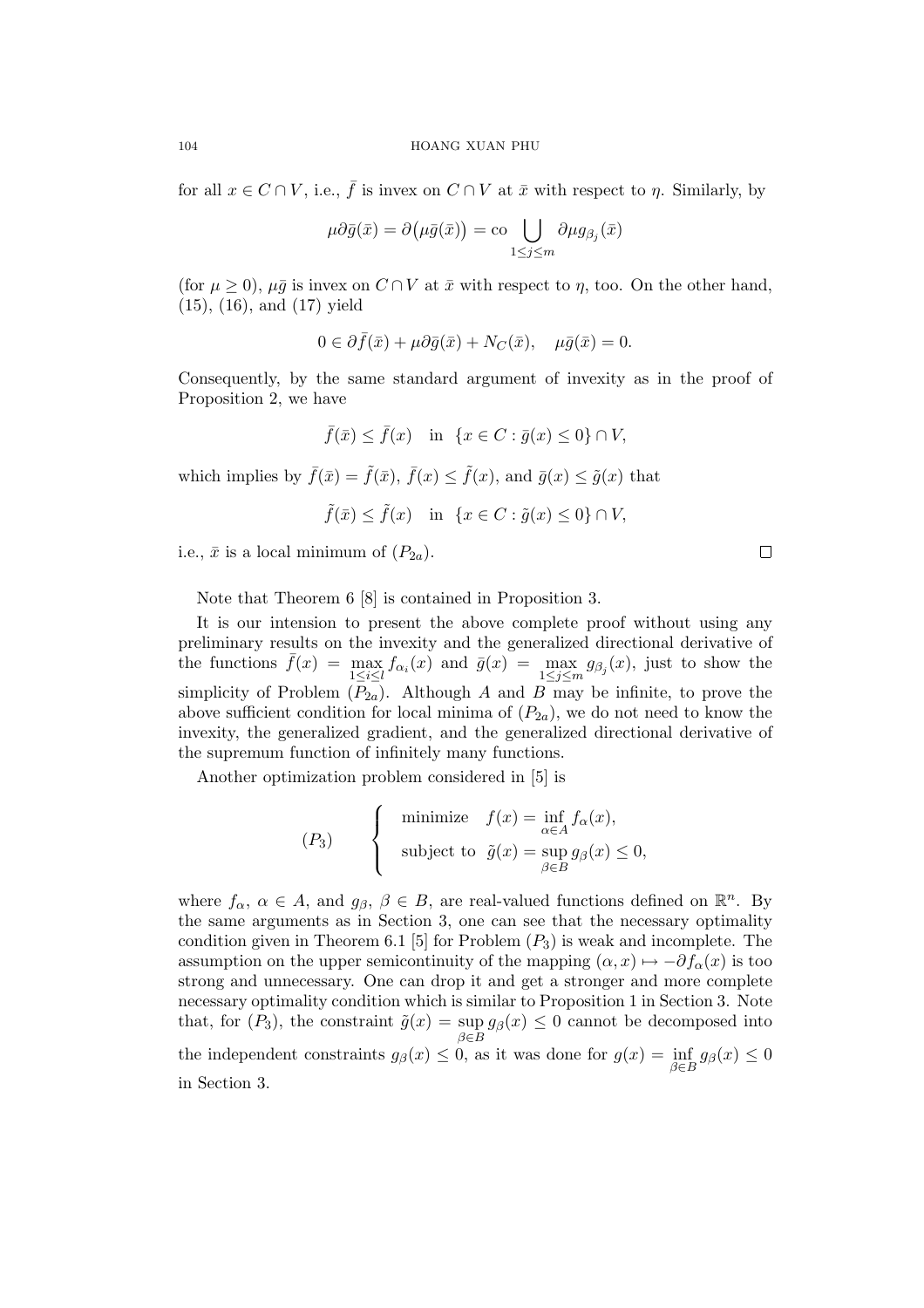for all $x \in C \cap V$, i.e., $\bar{f}$ is invex on $C \cap V$ at $\bar{x}$ with respect to $\eta$. Similarly, by

$$\mu \partial \bar{g}(\bar{x}) = \partial\big(\mu \bar{g}(\bar{x})\big) = \operatorname{co} \bigcup_{1 \le j \le m} \partial \mu g_{\beta_j}(\bar{x})$$

(for $\mu \ge 0$), $\mu \bar{g}$ is invex on $C \cap V$ at $\bar{x}$ with respect to $\eta$, too. On the other hand, (15), (16), and (17) yield

$$0 \in \partial \bar{f}(\bar{x}) + \mu \partial \bar{g}(\bar{x}) + N_C(\bar{x}), \quad \mu \bar{g}(\bar{x}) = 0.$$

Consequently, by the same standard argument of invexity as in the proof of Proposition 2, we have

$$\bar{f}(\bar{x}) \le \bar{f}(x) \quad \text{in} \ \ \{x \in C : \bar{g}(x) \le 0\} \cap V,$$

which implies by $\bar{f}(\bar{x}) = \tilde{f}(\bar{x})$, $\bar{f}(x) \le \tilde{f}(x)$, and $\bar{g}(x) \le \tilde{g}(x)$ that

$$\tilde{f}(\bar{x}) \le \tilde{f}(x) \quad \text{in} \ \ \{x \in C : \tilde{g}(x) \le 0\} \cap V,$$

i.e., $\bar{x}$ is a local minimum of $(P_{2a})$. □

Note that Theorem 6 [8] is contained in Proposition 3.

It is our intension to present the above complete proof without using any preliminary results on the invexity and the generalized directional derivative of the functions $\bar{f}(x) = \max\limits_{1 \le i \le l} f_{\alpha_i}(x)$ and $\bar{g}(x) = \max\limits_{1 \le j \le m} g_{\beta_j}(x)$, just to show the simplicity of Problem $(P_{2a})$. Although $A$ and $B$ may be infinite, to prove the above sufficient condition for local minima of $(P_{2a})$, we do not need to know the invexity, the generalized gradient, and the generalized directional derivative of the supremum function of infinitely many functions.

Another optimization problem considered in [5] is

$$(P_3) \qquad \begin{cases} \text{minimize} \quad f(x) = \inf\limits_{\alpha \in A} f_\alpha(x), \\ \text{subject to} \ \ \tilde{g}(x) = \sup\limits_{\beta \in B} g_\beta(x) \le 0, \end{cases}$$

where $f_\alpha$, $\alpha \in A$, and $g_\beta$, $\beta \in B$, are real-valued functions defined on $\mathbb{R}^n$. By the same arguments as in Section 3, one can see that the necessary optimality condition given in Theorem 6.1 [5] for Problem $(P_3)$ is weak and incomplete. The assumption on the upper semicontinuity of the mapping $(\alpha, x) \mapsto -\partial f_\alpha(x)$ is too strong and unnecessary. One can drop it and get a stronger and more complete necessary optimality condition which is similar to Proposition 1 in Section 3. Note that, for $(P_3)$, the constraint $\tilde{g}(x) = \sup\limits_{\beta \in B} g_\beta(x) \le 0$ cannot be decomposed into the independent constraints $g_\beta(x) \le 0$, as it was done for $g(x) = \inf\limits_{\beta \in B} g_\beta(x) \le 0$ in Section 3.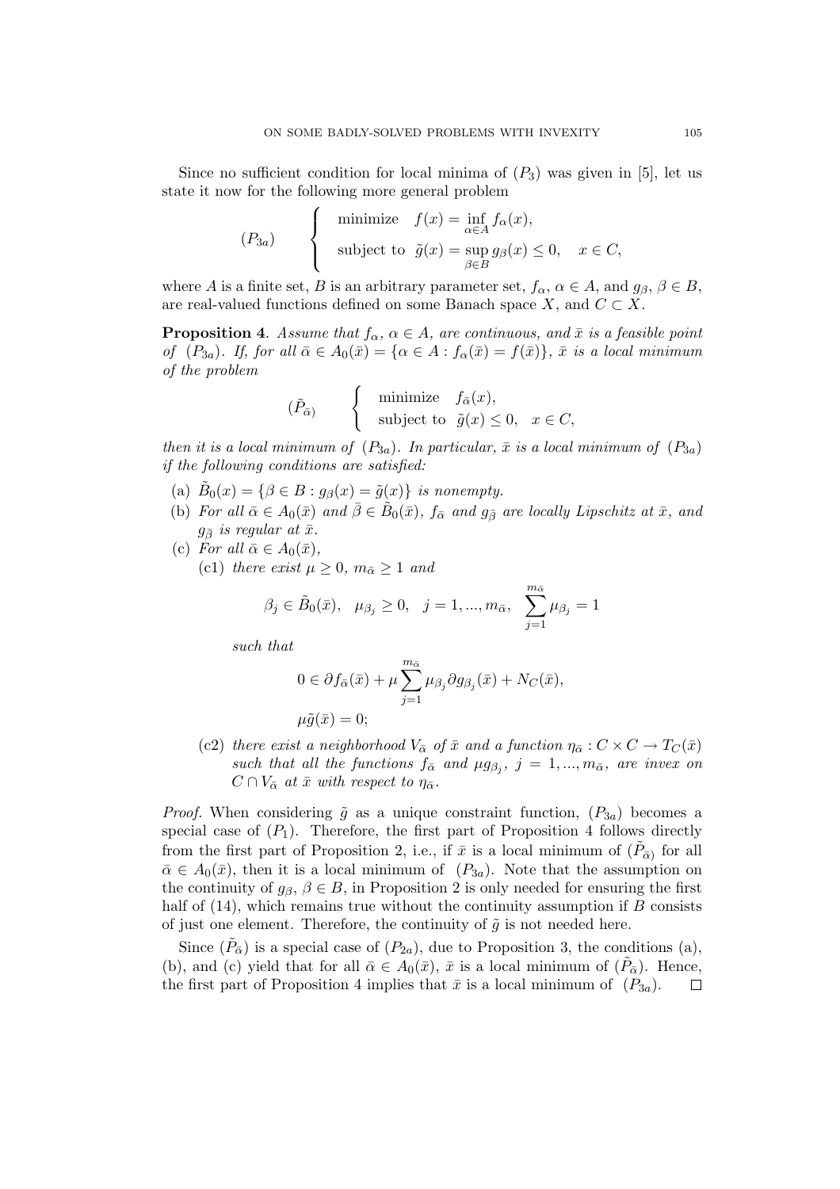Since no sufficient condition for local minima of $(P_3)$ was given in [5], let us state it now for the following more general problem

$$
(P_{3a}) \qquad \begin{cases} \text{minimize} \quad f(x) = \inf\limits_{\alpha \in A} f_\alpha(x), \\ \text{subject to} \;\; \tilde{g}(x) = \sup\limits_{\beta \in B} g_\beta(x) \le 0, \quad x \in C, \end{cases}
$$

where $A$ is a finite set, $B$ is an arbitrary parameter set, $f_\alpha$, $\alpha \in A$, and $g_\beta$, $\beta \in B$, are real-valued functions defined on some Banach space $X$, and $C \subset X$.

**Proposition 4**. *Assume that $f_\alpha$, $\alpha \in A$, are continuous, and $\bar{x}$ is a feasible point of $(P_{3a})$. If, for all $\bar{\alpha} \in A_0(\bar{x}) = \{\alpha \in A : f_\alpha(\bar{x}) = f(\bar{x})\}$, $\bar{x}$ is a local minimum of the problem*

$$
(\tilde{P}_{\bar{\alpha}}) \qquad \begin{cases} \text{minimize} \quad f_{\bar{\alpha}}(x), \\ \text{subject to} \;\; \tilde{g}(x) \le 0, \quad x \in C, \end{cases}
$$

*then it is a local minimum of $(P_{3a})$. In particular, $\bar{x}$ is a local minimum of $(P_{3a})$ if the following conditions are satisfied:*

(a) *$\tilde{B}_0(x) = \{\beta \in B : g_\beta(x) = \tilde{g}(x)\}$ is nonempty.*

(b) *For all $\bar{\alpha} \in A_0(\bar{x})$ and $\bar{\beta} \in \tilde{B}_0(\bar{x})$, $f_{\bar{\alpha}}$ and $g_{\bar{\beta}}$ are locally Lipschitz at $\bar{x}$, and $g_{\bar{\beta}}$ is regular at $\bar{x}$.*

(c) *For all $\bar{\alpha} \in A_0(\bar{x})$,*

  (c1) *there exist $\mu \ge 0$, $m_{\bar{\alpha}} \ge 1$ and*

$$
\beta_j \in \tilde{B}_0(\bar{x}), \quad \mu_{\beta_j} \ge 0, \quad j = 1, ..., m_{\bar{\alpha}}, \quad \sum_{j=1}^{m_{\bar{\alpha}}} \mu_{\beta_j} = 1
$$

  *such that*

$$
0 \in \partial f_{\bar{\alpha}}(\bar{x}) + \mu \sum_{j=1}^{m_{\bar{\alpha}}} \mu_{\beta_j} \partial g_{\beta_j}(\bar{x}) + N_C(\bar{x}),
$$

$$
\mu \tilde{g}(\bar{x}) = 0;
$$

  (c2) *there exist a neighborhood $V_{\bar{\alpha}}$ of $\bar{x}$ and a function $\eta_{\bar{\alpha}} : C \times C \to T_C(\bar{x})$ such that all the functions $f_{\bar{\alpha}}$ and $\mu g_{\beta_j}$, $j = 1, ..., m_{\bar{\alpha}}$, are invex on $C \cap V_{\bar{\alpha}}$ at $\bar{x}$ with respect to $\eta_{\bar{\alpha}}$.*

*Proof.* When considering $\tilde{g}$ as a unique constraint function, $(P_{3a})$ becomes a special case of $(P_1)$. Therefore, the first part of Proposition 4 follows directly from the first part of Proposition 2, i.e., if $\bar{x}$ is a local minimum of $(\tilde{P}_{\bar{\alpha}})$ for all $\bar{\alpha} \in A_0(\bar{x})$, then it is a local minimum of $(P_{3a})$. Note that the assumption on the continuity of $g_\beta$, $\beta \in B$, in Proposition 2 is only needed for ensuring the first half of (14), which remains true without the continuity assumption if $B$ consists of just one element. Therefore, the continuity of $\tilde{g}$ is not needed here.

Since $(\tilde{P}_{\bar{\alpha}})$ is a special case of $(P_{2a})$, due to Proposition 3, the conditions (a), (b), and (c) yield that for all $\bar{\alpha} \in A_0(\bar{x})$, $\bar{x}$ is a local minimum of $(\tilde{P}_{\bar{\alpha}})$. Hence, the first part of Proposition 4 implies that $\bar{x}$ is a local minimum of $(P_{3a})$. $\square$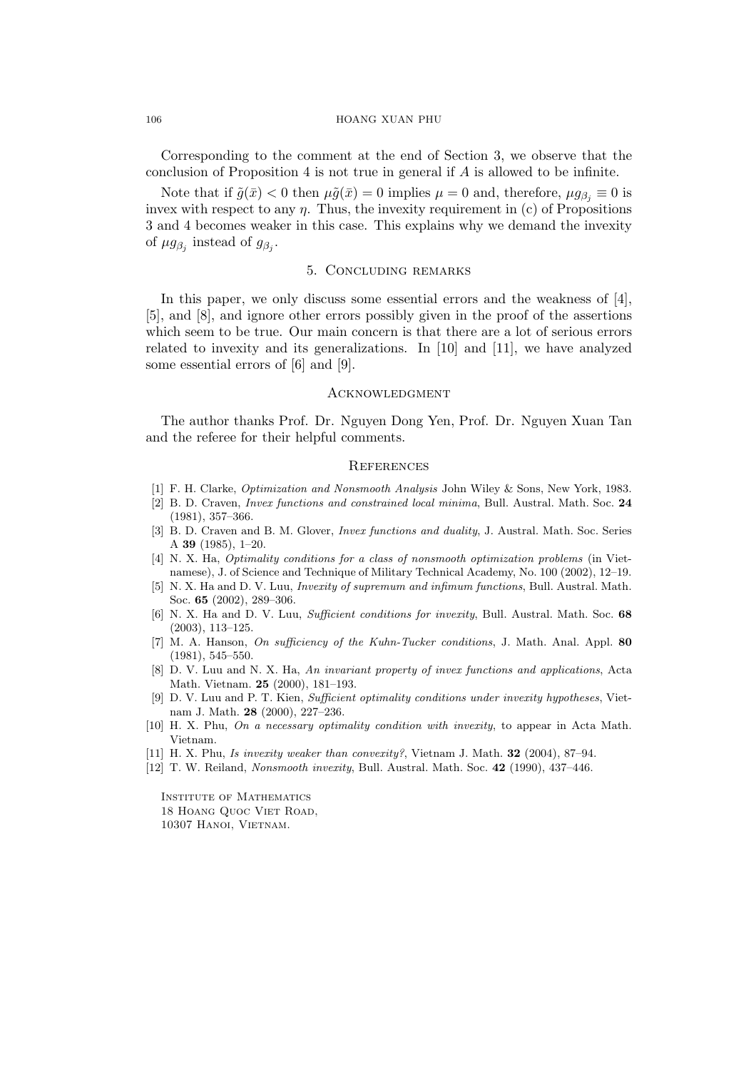Corresponding to the comment at the end of Section 3, we observe that the conclusion of Proposition 4 is not true in general if $A$ is allowed to be infinite.

Note that if $\tilde{g}(\bar{x}) < 0$ then $\mu\tilde{g}(\bar{x}) = 0$ implies $\mu = 0$ and, therefore, $\mu g_{\beta_j} \equiv 0$ is invex with respect to any $\eta$. Thus, the invexity requirement in (c) of Propositions 3 and 4 becomes weaker in this case. This explains why we demand the invexity of $\mu g_{\beta_j}$ instead of $g_{\beta_j}$.

## 5. Concluding remarks

In this paper, we only discuss some essential errors and the weakness of [4], [5], and [8], and ignore other errors possibly given in the proof of the assertions which seem to be true. Our main concern is that there are a lot of serious errors related to invexity and its generalizations. In [10] and [11], we have analyzed some essential errors of [6] and [9].

## Acknowledgment

The author thanks Prof. Dr. Nguyen Dong Yen, Prof. Dr. Nguyen Xuan Tan and the referee for their helpful comments.

## References

[1] F. H. Clarke, *Optimization and Nonsmooth Analysis* John Wiley & Sons, New York, 1983.

[2] B. D. Craven, *Invex functions and constrained local minima*, Bull. Austral. Math. Soc. **24** (1981), 357–366.

[3] B. D. Craven and B. M. Glover, *Invex functions and duality*, J. Austral. Math. Soc. Series A **39** (1985), 1–20.

[4] N. X. Ha, *Optimality conditions for a class of nonsmooth optimization problems* (in Vietnamese), J. of Science and Technique of Military Technical Academy, No. 100 (2002), 12–19.

[5] N. X. Ha and D. V. Luu, *Invexity of supremum and infimum functions*, Bull. Austral. Math. Soc. **65** (2002), 289–306.

[6] N. X. Ha and D. V. Luu, *Sufficient conditions for invexity*, Bull. Austral. Math. Soc. **68** (2003), 113–125.

[7] M. A. Hanson, *On sufficiency of the Kuhn-Tucker conditions*, J. Math. Anal. Appl. **80** (1981), 545–550.

[8] D. V. Luu and N. X. Ha, *An invariant property of invex functions and applications*, Acta Math. Vietnam. **25** (2000), 181–193.

[9] D. V. Luu and P. T. Kien, *Sufficient optimality conditions under invexity hypotheses*, Vietnam J. Math. **28** (2000), 227–236.

[10] H. X. Phu, *On a necessary optimality condition with invexity*, to appear in Acta Math. Vietnam.

[11] H. X. Phu, *Is invexity weaker than convexity?*, Vietnam J. Math. **32** (2004), 87–94.

[12] T. W. Reiland, *Nonsmooth invexity*, Bull. Austral. Math. Soc. **42** (1990), 437–446.

Institute of Mathematics
18 Hoang Quoc Viet Road,
10307 Hanoi, Vietnam.